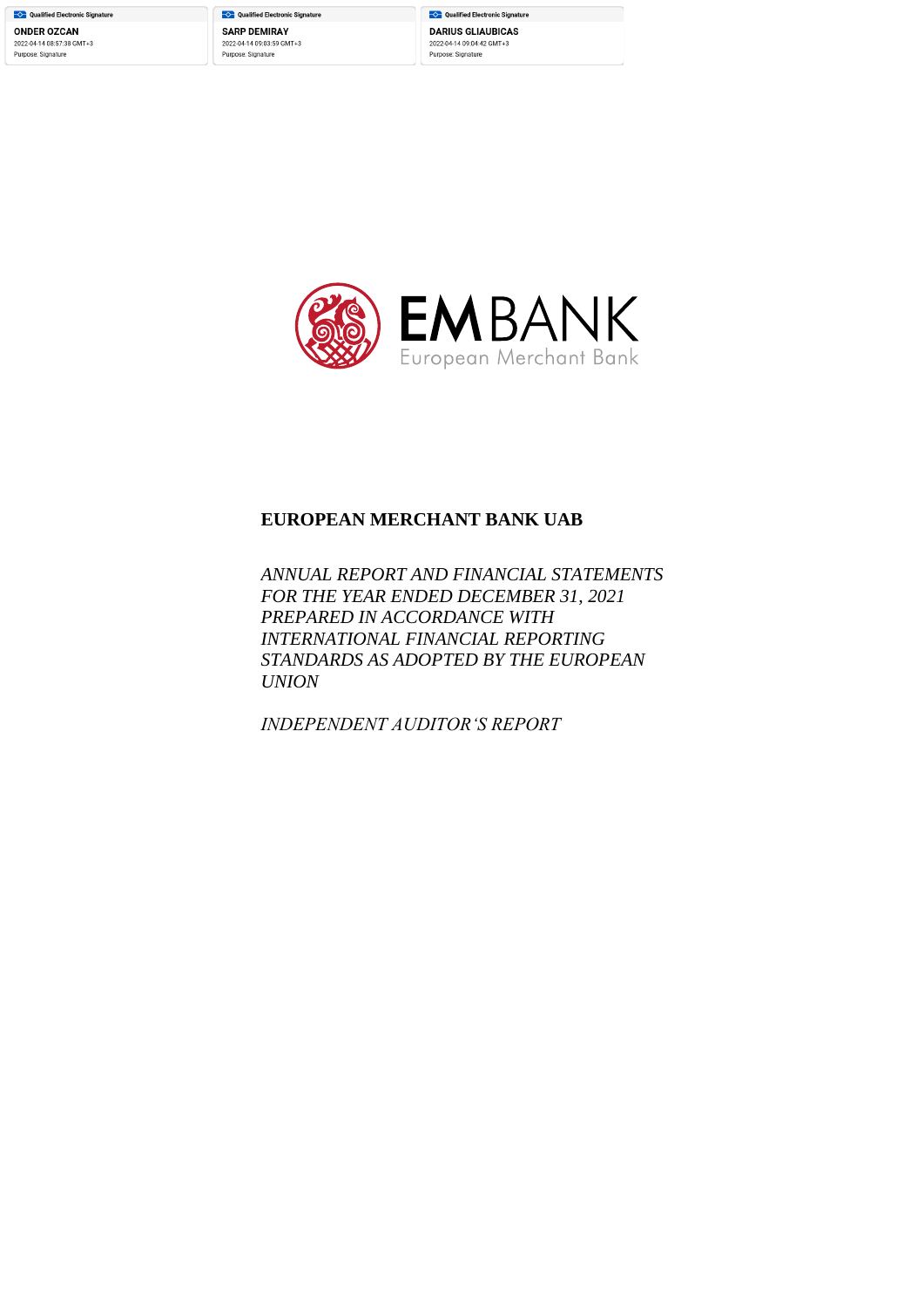Qualified Electronic Signature
ONDER OZCAN
2022-04-14 08:57:38 GMT+3
Purpose: Signature

Qualified Electronic Signature
SARP DEMIRAY
2022-04-14 09:03:59 GMT+3
Purpose: Signature

Qualified Electronic Signature
DARIUS GLIAUBICAS
2022-04-14 09:04:42 GMT+3
Purpose: Signature

EMBANK
European Merchant Bank

# EUROPEAN MERCHANT BANK UAB

*ANNUAL REPORT AND FINANCIAL STATEMENTS FOR THE YEAR ENDED DECEMBER 31, 2021 PREPARED IN ACCORDANCE WITH INTERNATIONAL FINANCIAL REPORTING STANDARDS AS ADOPTED BY THE EUROPEAN UNION*

*INDEPENDENT AUDITOR'S REPORT*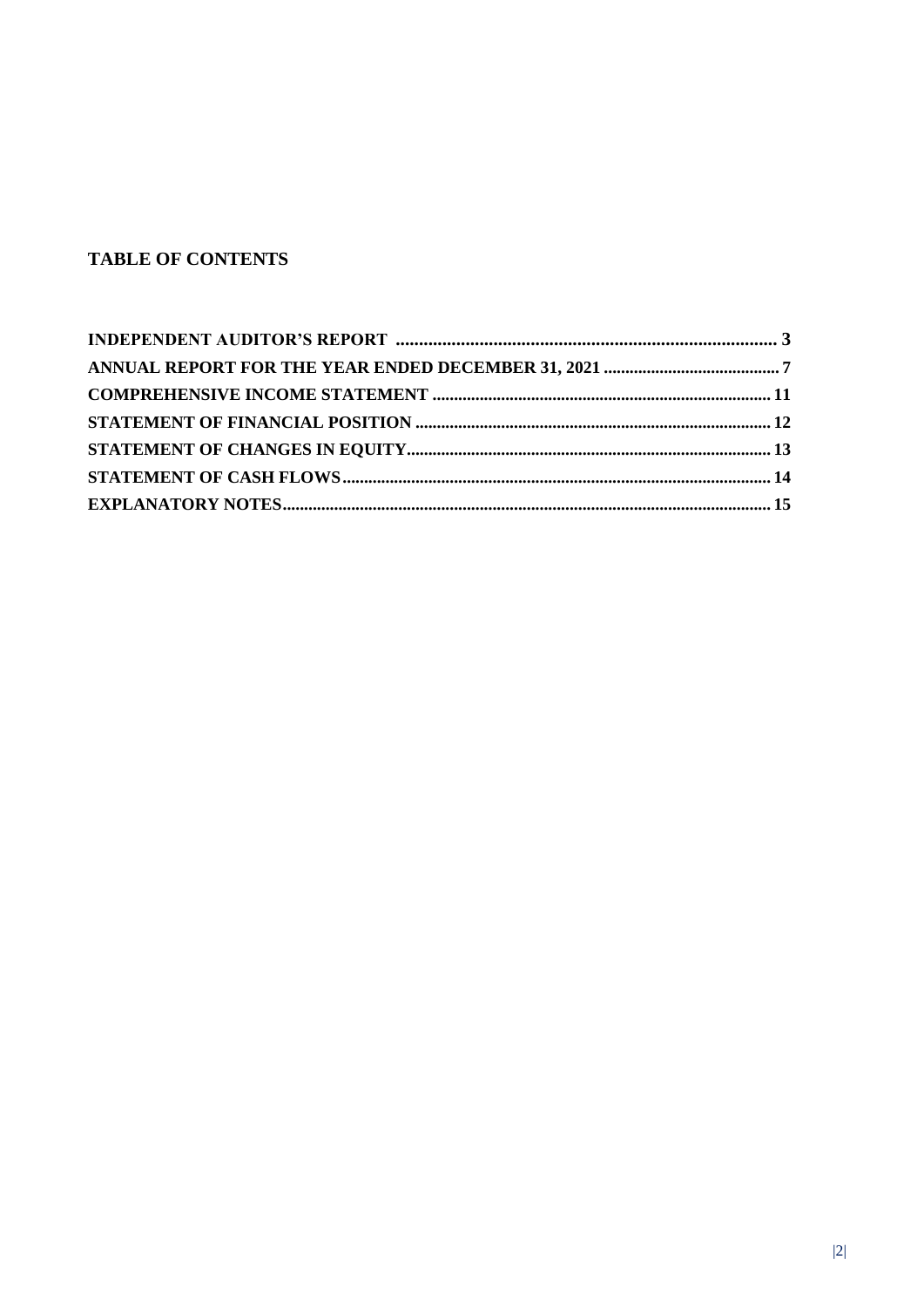## TABLE OF CONTENTS

**INDEPENDENT AUDITOR'S REPORT .................................................................................. 3**
**ANNUAL REPORT FOR THE YEAR ENDED DECEMBER 31, 2021 ......................................... 7**
**COMPREHENSIVE INCOME STATEMENT ............................................................................. 11**
**STATEMENT OF FINANCIAL POSITION .................................................................................. 12**
**STATEMENT OF CHANGES IN EQUITY.................................................................................... 13**
**STATEMENT OF CASH FLOWS.................................................................................................. 14**
**EXPLANATORY NOTES................................................................................................................ 15**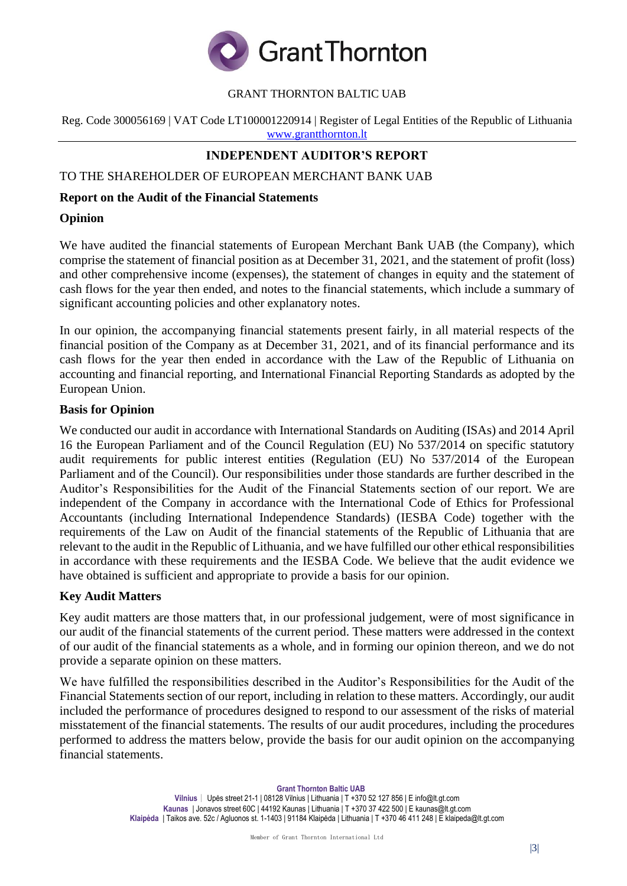GRANT THORNTON BALTIC UAB

Reg. Code 300056169 | VAT Code LT100001220914 | Register of Legal Entities of the Republic of Lithuania
www.grantthornton.lt

# INDEPENDENT AUDITOR'S REPORT

TO THE SHAREHOLDER OF EUROPEAN MERCHANT BANK UAB

## Report on the Audit of the Financial Statements

### Opinion

We have audited the financial statements of European Merchant Bank UAB (the Company), which comprise the statement of financial position as at December 31, 2021, and the statement of profit (loss) and other comprehensive income (expenses), the statement of changes in equity and the statement of cash flows for the year then ended, and notes to the financial statements, which include a summary of significant accounting policies and other explanatory notes.

In our opinion, the accompanying financial statements present fairly, in all material respects of the financial position of the Company as at December 31, 2021, and of its financial performance and its cash flows for the year then ended in accordance with the Law of the Republic of Lithuania on accounting and financial reporting, and International Financial Reporting Standards as adopted by the European Union.

### Basis for Opinion

We conducted our audit in accordance with International Standards on Auditing (ISAs) and 2014 April 16 the European Parliament and of the Council Regulation (EU) No 537/2014 on specific statutory audit requirements for public interest entities (Regulation (EU) No 537/2014 of the European Parliament and of the Council). Our responsibilities under those standards are further described in the Auditor's Responsibilities for the Audit of the Financial Statements section of our report. We are independent of the Company in accordance with the International Code of Ethics for Professional Accountants (including International Independence Standards) (IESBA Code) together with the requirements of the Law on Audit of the financial statements of the Republic of Lithuania that are relevant to the audit in the Republic of Lithuania, and we have fulfilled our other ethical responsibilities in accordance with these requirements and the IESBA Code. We believe that the audit evidence we have obtained is sufficient and appropriate to provide a basis for our opinion.

### Key Audit Matters

Key audit matters are those matters that, in our professional judgement, were of most significance in our audit of the financial statements of the current period. These matters were addressed in the context of our audit of the financial statements as a whole, and in forming our opinion thereon, and we do not provide a separate opinion on these matters.

We have fulfilled the responsibilities described in the Auditor's Responsibilities for the Audit of the Financial Statements section of our report, including in relation to these matters. Accordingly, our audit included the performance of procedures designed to respond to our assessment of the risks of material misstatement of the financial statements. The results of our audit procedures, including the procedures performed to address the matters below, provide the basis for our audit opinion on the accompanying financial statements.

Grant Thornton Baltic UAB
Vilnius | Upės street 21-1 | 08128 Vilnius | Lithuania | T +370 52 127 856 | E info@lt.gt.com
Kaunas | Jonavos street 60C | 44192 Kaunas | Lithuania | T +370 37 422 500 | E kaunas@lt.gt.com
Klaipėda | Taikos ave. 52c / Agluonos st. 1-1403 | 91184 Klaipėda | Lithuania | T +370 46 411 248 | E klaipeda@lt.gt.com

Member of Grant Thornton International Ltd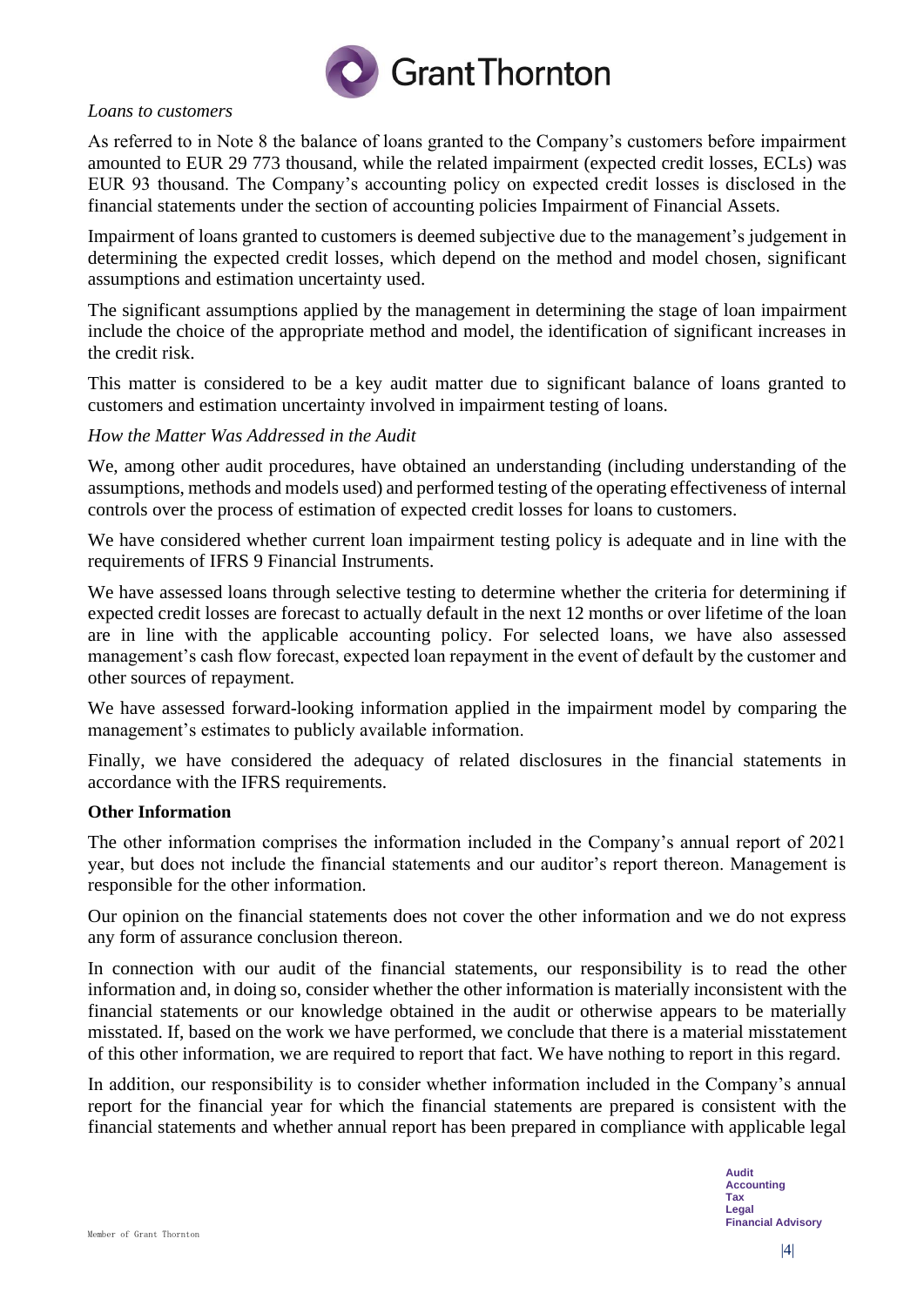*Loans to customers*

As referred to in Note 8 the balance of loans granted to the Company's customers before impairment amounted to EUR 29 773 thousand, while the related impairment (expected credit losses, ECLs) was EUR 93 thousand. The Company's accounting policy on expected credit losses is disclosed in the financial statements under the section of accounting policies Impairment of Financial Assets.

Impairment of loans granted to customers is deemed subjective due to the management's judgement in determining the expected credit losses, which depend on the method and model chosen, significant assumptions and estimation uncertainty used.

The significant assumptions applied by the management in determining the stage of loan impairment include the choice of the appropriate method and model, the identification of significant increases in the credit risk.

This matter is considered to be a key audit matter due to significant balance of loans granted to customers and estimation uncertainty involved in impairment testing of loans.

*How the Matter Was Addressed in the Audit*

We, among other audit procedures, have obtained an understanding (including understanding of the assumptions, methods and models used) and performed testing of the operating effectiveness of internal controls over the process of estimation of expected credit losses for loans to customers.

We have considered whether current loan impairment testing policy is adequate and in line with the requirements of IFRS 9 Financial Instruments.

We have assessed loans through selective testing to determine whether the criteria for determining if expected credit losses are forecast to actually default in the next 12 months or over lifetime of the loan are in line with the applicable accounting policy. For selected loans, we have also assessed management's cash flow forecast, expected loan repayment in the event of default by the customer and other sources of repayment.

We have assessed forward-looking information applied in the impairment model by comparing the management's estimates to publicly available information.

Finally, we have considered the adequacy of related disclosures in the financial statements in accordance with the IFRS requirements.

**Other Information**

The other information comprises the information included in the Company's annual report of 2021 year, but does not include the financial statements and our auditor's report thereon. Management is responsible for the other information.

Our opinion on the financial statements does not cover the other information and we do not express any form of assurance conclusion thereon.

In connection with our audit of the financial statements, our responsibility is to read the other information and, in doing so, consider whether the other information is materially inconsistent with the financial statements or our knowledge obtained in the audit or otherwise appears to be materially misstated. If, based on the work we have performed, we conclude that there is a material misstatement of this other information, we are required to report that fact. We have nothing to report in this regard.

In addition, our responsibility is to consider whether information included in the Company's annual report for the financial year for which the financial statements are prepared is consistent with the financial statements and whether annual report has been prepared in compliance with applicable legal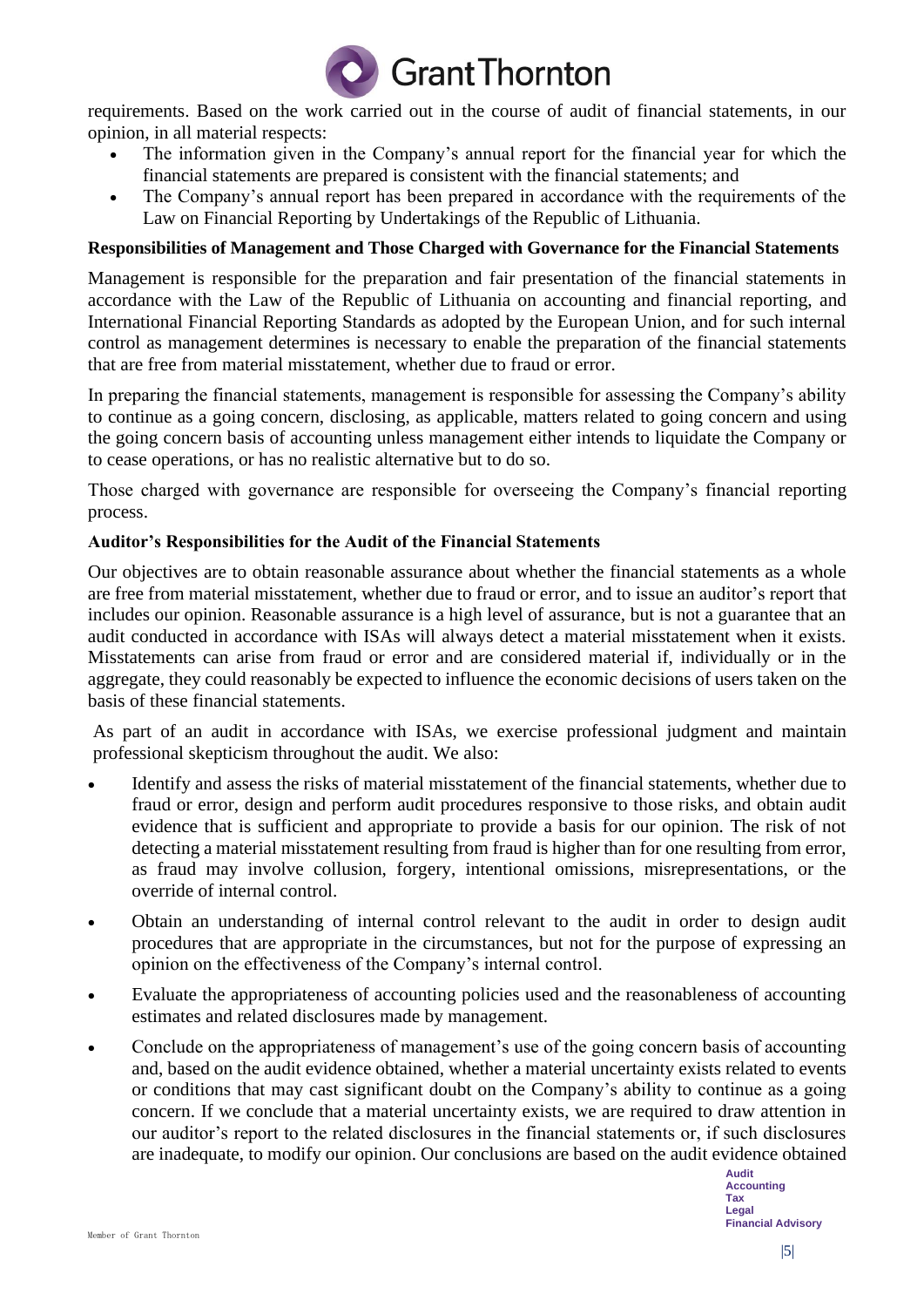requirements. Based on the work carried out in the course of audit of financial statements, in our opinion, in all material respects:

- The information given in the Company's annual report for the financial year for which the financial statements are prepared is consistent with the financial statements; and
- The Company's annual report has been prepared in accordance with the requirements of the Law on Financial Reporting by Undertakings of the Republic of Lithuania.

**Responsibilities of Management and Those Charged with Governance for the Financial Statements**

Management is responsible for the preparation and fair presentation of the financial statements in accordance with the Law of the Republic of Lithuania on accounting and financial reporting, and International Financial Reporting Standards as adopted by the European Union, and for such internal control as management determines is necessary to enable the preparation of the financial statements that are free from material misstatement, whether due to fraud or error.

In preparing the financial statements, management is responsible for assessing the Company's ability to continue as a going concern, disclosing, as applicable, matters related to going concern and using the going concern basis of accounting unless management either intends to liquidate the Company or to cease operations, or has no realistic alternative but to do so.

Those charged with governance are responsible for overseeing the Company's financial reporting process.

**Auditor's Responsibilities for the Audit of the Financial Statements**

Our objectives are to obtain reasonable assurance about whether the financial statements as a whole are free from material misstatement, whether due to fraud or error, and to issue an auditor's report that includes our opinion. Reasonable assurance is a high level of assurance, but is not a guarantee that an audit conducted in accordance with ISAs will always detect a material misstatement when it exists. Misstatements can arise from fraud or error and are considered material if, individually or in the aggregate, they could reasonably be expected to influence the economic decisions of users taken on the basis of these financial statements.

As part of an audit in accordance with ISAs, we exercise professional judgment and maintain professional skepticism throughout the audit. We also:

- Identify and assess the risks of material misstatement of the financial statements, whether due to fraud or error, design and perform audit procedures responsive to those risks, and obtain audit evidence that is sufficient and appropriate to provide a basis for our opinion. The risk of not detecting a material misstatement resulting from fraud is higher than for one resulting from error, as fraud may involve collusion, forgery, intentional omissions, misrepresentations, or the override of internal control.
- Obtain an understanding of internal control relevant to the audit in order to design audit procedures that are appropriate in the circumstances, but not for the purpose of expressing an opinion on the effectiveness of the Company's internal control.
- Evaluate the appropriateness of accounting policies used and the reasonableness of accounting estimates and related disclosures made by management.
- Conclude on the appropriateness of management's use of the going concern basis of accounting and, based on the audit evidence obtained, whether a material uncertainty exists related to events or conditions that may cast significant doubt on the Company's ability to continue as a going concern. If we conclude that a material uncertainty exists, we are required to draw attention in our auditor's report to the related disclosures in the financial statements or, if such disclosures are inadequate, to modify our opinion. Our conclusions are based on the audit evidence obtained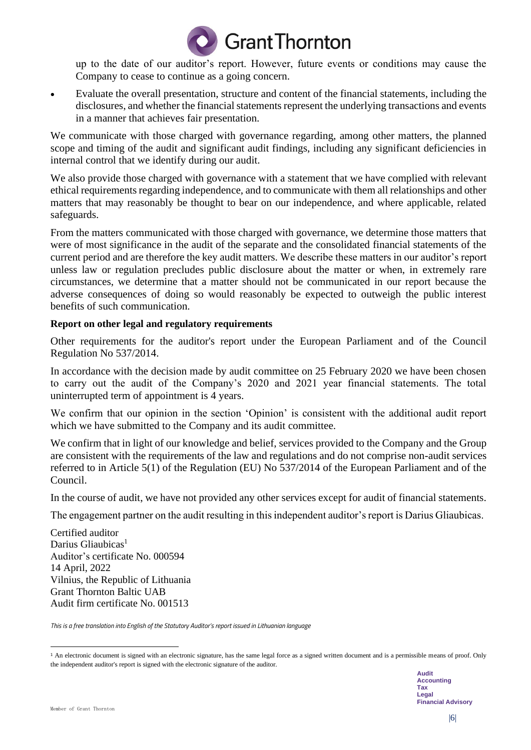up to the date of our auditor's report. However, future events or conditions may cause the Company to cease to continue as a going concern.

- Evaluate the overall presentation, structure and content of the financial statements, including the disclosures, and whether the financial statements represent the underlying transactions and events in a manner that achieves fair presentation.

We communicate with those charged with governance regarding, among other matters, the planned scope and timing of the audit and significant audit findings, including any significant deficiencies in internal control that we identify during our audit.

We also provide those charged with governance with a statement that we have complied with relevant ethical requirements regarding independence, and to communicate with them all relationships and other matters that may reasonably be thought to bear on our independence, and where applicable, related safeguards.

From the matters communicated with those charged with governance, we determine those matters that were of most significance in the audit of the separate and the consolidated financial statements of the current period and are therefore the key audit matters. We describe these matters in our auditor's report unless law or regulation precludes public disclosure about the matter or when, in extremely rare circumstances, we determine that a matter should not be communicated in our report because the adverse consequences of doing so would reasonably be expected to outweigh the public interest benefits of such communication.

**Report on other legal and regulatory requirements**

Other requirements for the auditor's report under the European Parliament and of the Council Regulation No 537/2014.

In accordance with the decision made by audit committee on 25 February 2020 we have been chosen to carry out the audit of the Company's 2020 and 2021 year financial statements. The total uninterrupted term of appointment is 4 years.

We confirm that our opinion in the section 'Opinion' is consistent with the additional audit report which we have submitted to the Company and its audit committee.

We confirm that in light of our knowledge and belief, services provided to the Company and the Group are consistent with the requirements of the law and regulations and do not comprise non-audit services referred to in Article 5(1) of the Regulation (EU) No 537/2014 of the European Parliament and of the Council.

In the course of audit, we have not provided any other services except for audit of financial statements.

The engagement partner on the audit resulting in this independent auditor's report is Darius Gliaubicas.

Certified auditor
Darius Gliaubicas[1]
Auditor's certificate No. 000594
14 April, 2022
Vilnius, the Republic of Lithuania
Grant Thornton Baltic UAB
Audit firm certificate No. 001513

*This is a free translation into English of the Statutory Auditor's report issued in Lithuanian language*

[1] An electronic document is signed with an electronic signature, has the same legal force as a signed written document and is a permissible means of proof. Only the independent auditor's report is signed with the electronic signature of the auditor.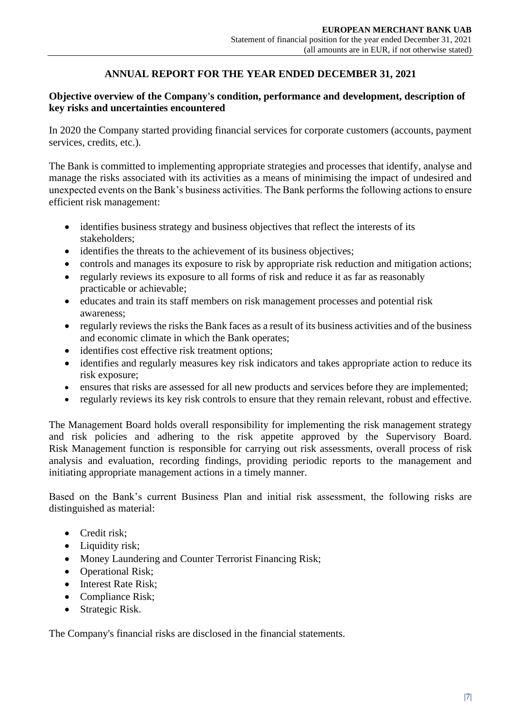# ANNUAL REPORT FOR THE YEAR ENDED DECEMBER 31, 2021

## Objective overview of the Company's condition, performance and development, description of key risks and uncertainties encountered

In 2020 the Company started providing financial services for corporate customers (accounts, payment services, credits, etc.).

The Bank is committed to implementing appropriate strategies and processes that identify, analyse and manage the risks associated with its activities as a means of minimising the impact of undesired and unexpected events on the Bank's business activities. The Bank performs the following actions to ensure efficient risk management:

- identifies business strategy and business objectives that reflect the interests of its stakeholders;
- identifies the threats to the achievement of its business objectives;
- controls and manages its exposure to risk by appropriate risk reduction and mitigation actions;
- regularly reviews its exposure to all forms of risk and reduce it as far as reasonably practicable or achievable;
- educates and train its staff members on risk management processes and potential risk awareness;
- regularly reviews the risks the Bank faces as a result of its business activities and of the business and economic climate in which the Bank operates;
- identifies cost effective risk treatment options;
- identifies and regularly measures key risk indicators and takes appropriate action to reduce its risk exposure;
- ensures that risks are assessed for all new products and services before they are implemented;
- regularly reviews its key risk controls to ensure that they remain relevant, robust and effective.

The Management Board holds overall responsibility for implementing the risk management strategy and risk policies and adhering to the risk appetite approved by the Supervisory Board. Risk Management function is responsible for carrying out risk assessments, overall process of risk analysis and evaluation, recording findings, providing periodic reports to the management and initiating appropriate management actions in a timely manner.

Based on the Bank's current Business Plan and initial risk assessment, the following risks are distinguished as material:

- Credit risk;
- Liquidity risk;
- Money Laundering and Counter Terrorist Financing Risk;
- Operational Risk;
- Interest Rate Risk;
- Compliance Risk;
- Strategic Risk.

The Company's financial risks are disclosed in the financial statements.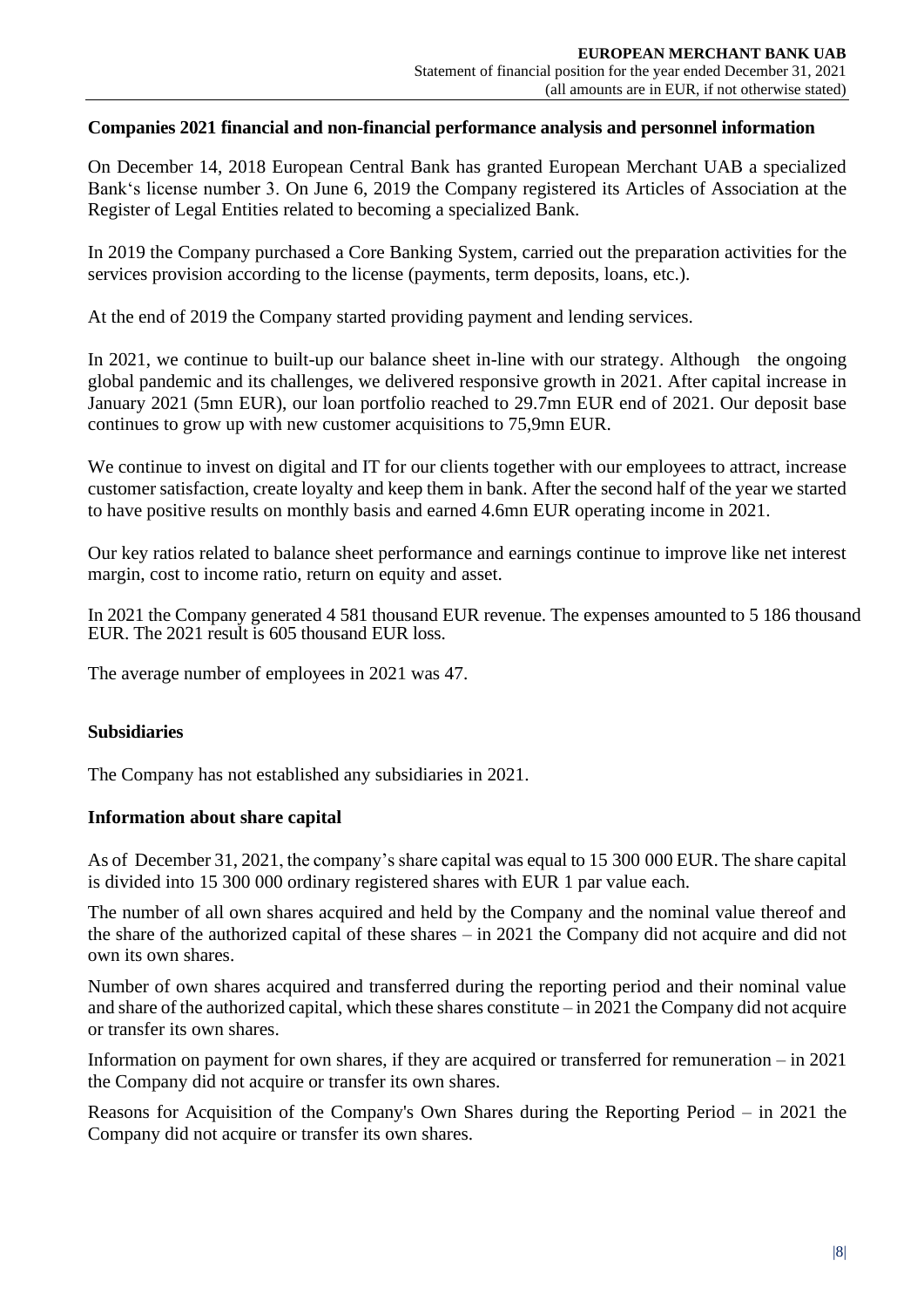**Companies 2021 financial and non-financial performance analysis and personnel information**

On December 14, 2018 European Central Bank has granted European Merchant UAB a specialized Bank's license number 3. On June 6, 2019 the Company registered its Articles of Association at the Register of Legal Entities related to becoming a specialized Bank.

In 2019 the Company purchased a Core Banking System, carried out the preparation activities for the services provision according to the license (payments, term deposits, loans, etc.).

At the end of 2019 the Company started providing payment and lending services.

In 2021, we continue to built-up our balance sheet in-line with our strategy. Although the ongoing global pandemic and its challenges, we delivered responsive growth in 2021. After capital increase in January 2021 (5mn EUR), our loan portfolio reached to 29.7mn EUR end of 2021. Our deposit base continues to grow up with new customer acquisitions to 75,9mn EUR.

We continue to invest on digital and IT for our clients together with our employees to attract, increase customer satisfaction, create loyalty and keep them in bank. After the second half of the year we started to have positive results on monthly basis and earned 4.6mn EUR operating income in 2021.

Our key ratios related to balance sheet performance and earnings continue to improve like net interest margin, cost to income ratio, return on equity and asset.

In 2021 the Company generated 4 581 thousand EUR revenue. The expenses amounted to 5 186 thousand EUR. The 2021 result is 605 thousand EUR loss.

The average number of employees in 2021 was 47.

**Subsidiaries**

The Company has not established any subsidiaries in 2021.

**Information about share capital**

As of December 31, 2021, the company's share capital was equal to 15 300 000 EUR. The share capital is divided into 15 300 000 ordinary registered shares with EUR 1 par value each.

The number of all own shares acquired and held by the Company and the nominal value thereof and the share of the authorized capital of these shares – in 2021 the Company did not acquire and did not own its own shares.

Number of own shares acquired and transferred during the reporting period and their nominal value and share of the authorized capital, which these shares constitute – in 2021 the Company did not acquire or transfer its own shares.

Information on payment for own shares, if they are acquired or transferred for remuneration – in 2021 the Company did not acquire or transfer its own shares.

Reasons for Acquisition of the Company's Own Shares during the Reporting Period – in 2021 the Company did not acquire or transfer its own shares.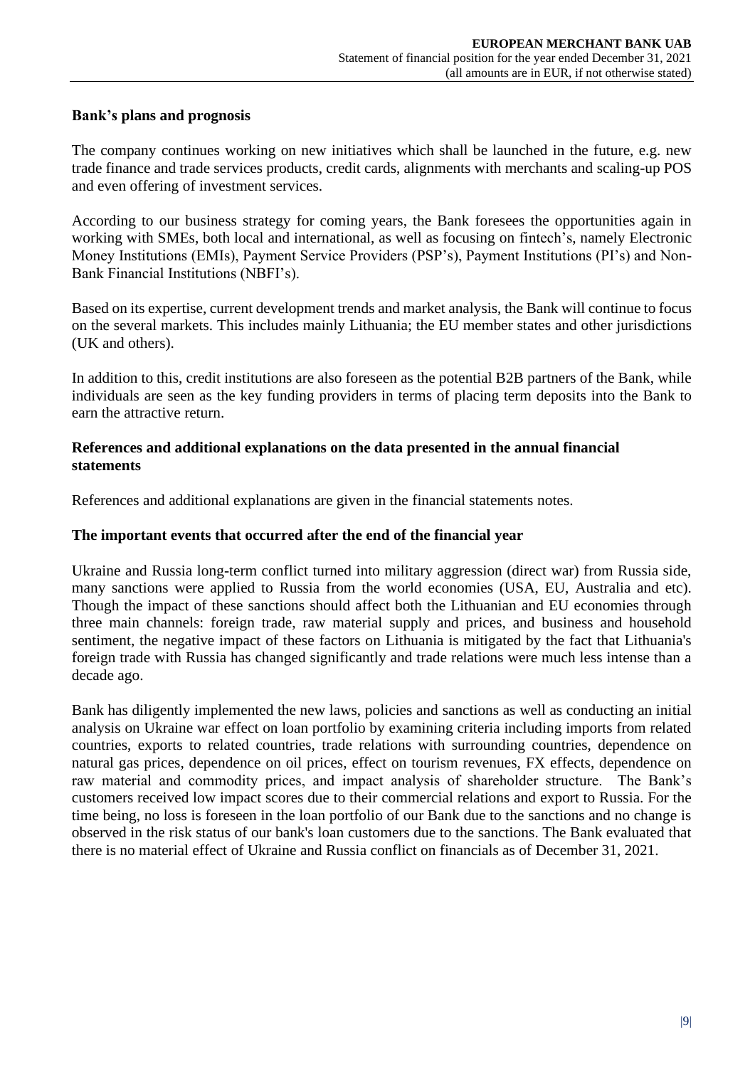## Bank's plans and prognosis

The company continues working on new initiatives which shall be launched in the future, e.g. new trade finance and trade services products, credit cards, alignments with merchants and scaling-up POS and even offering of investment services.

According to our business strategy for coming years, the Bank foresees the opportunities again in working with SMEs, both local and international, as well as focusing on fintech's, namely Electronic Money Institutions (EMIs), Payment Service Providers (PSP's), Payment Institutions (PI's) and Non-Bank Financial Institutions (NBFI's).

Based on its expertise, current development trends and market analysis, the Bank will continue to focus on the several markets. This includes mainly Lithuania; the EU member states and other jurisdictions (UK and others).

In addition to this, credit institutions are also foreseen as the potential B2B partners of the Bank, while individuals are seen as the key funding providers in terms of placing term deposits into the Bank to earn the attractive return.

## References and additional explanations on the data presented in the annual financial statements

References and additional explanations are given in the financial statements notes.

## The important events that occurred after the end of the financial year

Ukraine and Russia long-term conflict turned into military aggression (direct war) from Russia side, many sanctions were applied to Russia from the world economies (USA, EU, Australia and etc). Though the impact of these sanctions should affect both the Lithuanian and EU economies through three main channels: foreign trade, raw material supply and prices, and business and household sentiment, the negative impact of these factors on Lithuania is mitigated by the fact that Lithuania's foreign trade with Russia has changed significantly and trade relations were much less intense than a decade ago.

Bank has diligently implemented the new laws, policies and sanctions as well as conducting an initial analysis on Ukraine war effect on loan portfolio by examining criteria including imports from related countries, exports to related countries, trade relations with surrounding countries, dependence on natural gas prices, dependence on oil prices, effect on tourism revenues, FX effects, dependence on raw material and commodity prices, and impact analysis of shareholder structure. The Bank's customers received low impact scores due to their commercial relations and export to Russia. For the time being, no loss is foreseen in the loan portfolio of our Bank due to the sanctions and no change is observed in the risk status of our bank's loan customers due to the sanctions. The Bank evaluated that there is no material effect of Ukraine and Russia conflict on financials as of December 31, 2021.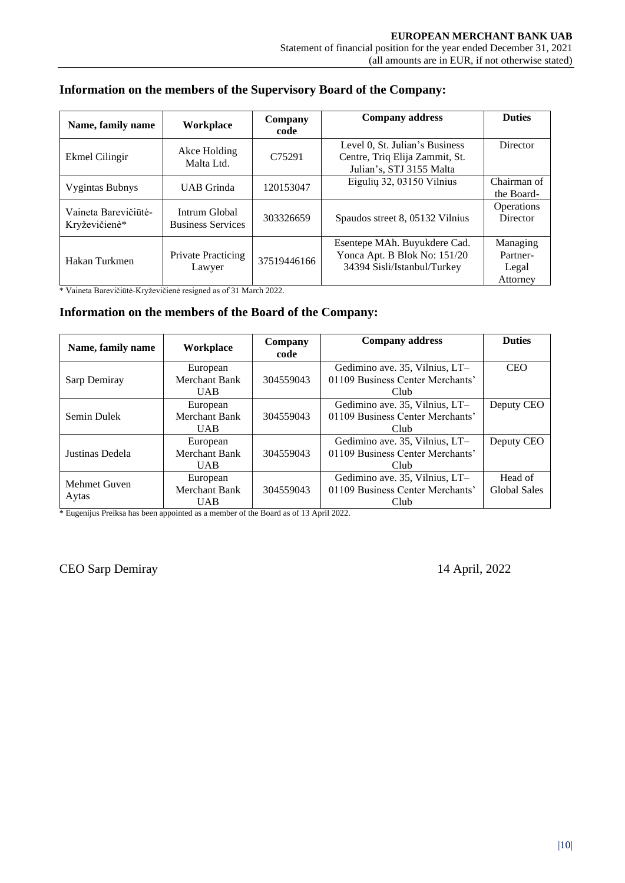## Information on the members of the Supervisory Board of the Company:

| Name, family name | Workplace | Company code | Company address | Duties |
|---|---|---|---|---|
| Ekmel Cilingir | Akce Holding Malta Ltd. | C75291 | Level 0, St. Julian's Business Centre, Triq Elija Zammit, St. Julian's, STJ 3155 Malta | Director |
| Vygintas Bubnys | UAB Grinda | 120153047 | Eigulių 32, 03150 Vilnius | Chairman of the Board- |
| Vaineta Barevičiūtė-Kryževičienė* | Intrum Global Business Services | 303326659 | Spaudos street 8, 05132 Vilnius | Operations Director |
| Hakan Turkmen | Private Practicing Lawyer | 37519446166 | Esentepe MAh. Buyukdere Cad. Yonca Apt. B Blok No: 151/20 34394 Sisli/Istanbul/Turkey | Managing Partner-Legal Attorney |

* Vaineta Barevičiūtė-Kryževičienė resigned as of 31 March 2022.

## Information on the members of the Board of the Company:

| Name, family name | Workplace | Company code | Company address | Duties |
|---|---|---|---|---|
| Sarp Demiray | European Merchant Bank UAB | 304559043 | Gedimino ave. 35, Vilnius, LT–01109 Business Center Merchants' Club | CEO |
| Semin Dulek | European Merchant Bank UAB | 304559043 | Gedimino ave. 35, Vilnius, LT–01109 Business Center Merchants' Club | Deputy CEO |
| Justinas Dedela | European Merchant Bank UAB | 304559043 | Gedimino ave. 35, Vilnius, LT–01109 Business Center Merchants' Club | Deputy CEO |
| Mehmet Guven Aytas | European Merchant Bank UAB | 304559043 | Gedimino ave. 35, Vilnius, LT–01109 Business Center Merchants' Club | Head of Global Sales |

* Eugenijus Preiksa has been appointed as a member of the Board as of 13 April 2022.

CEO Sarp Demiray

14 April, 2022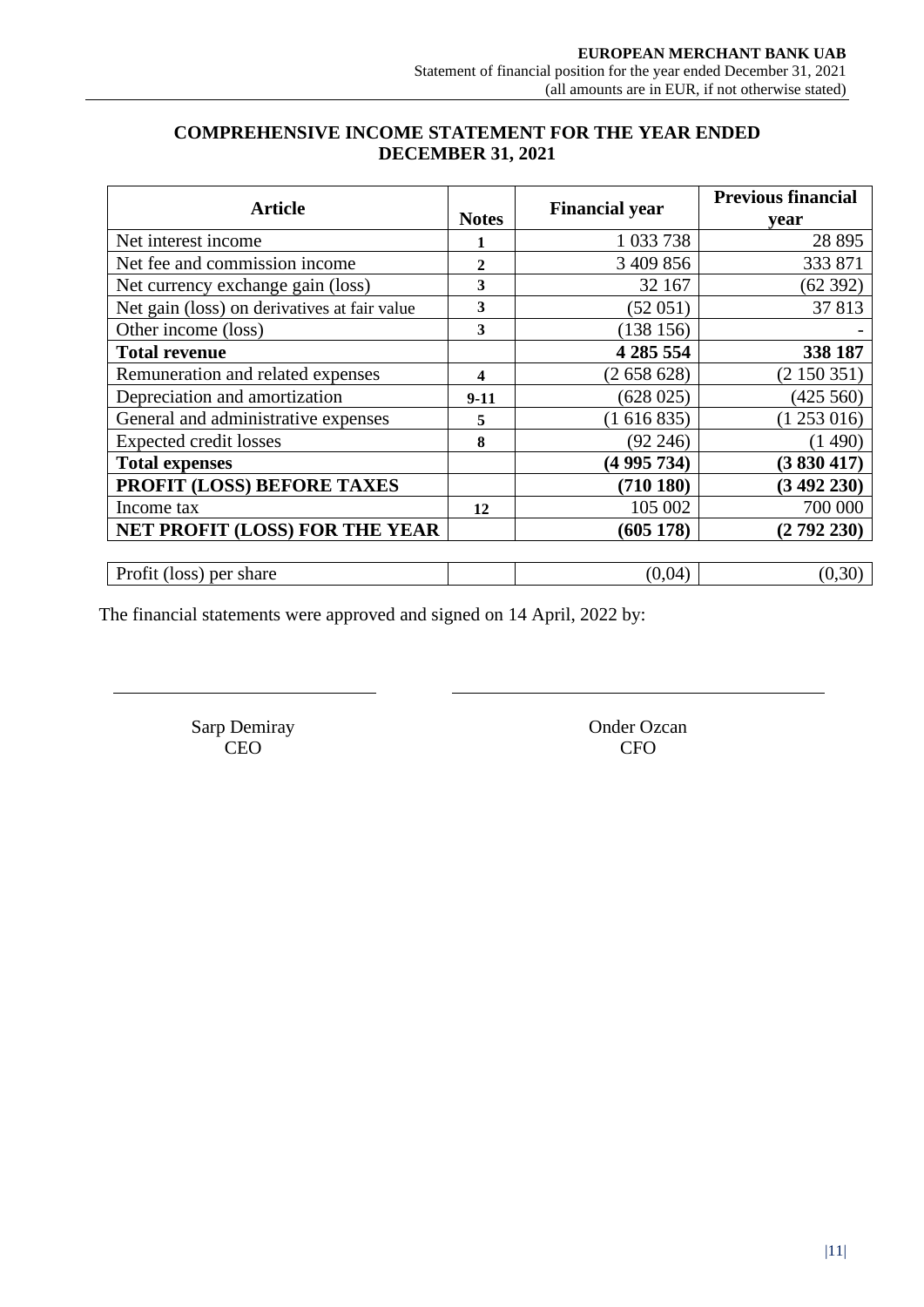## COMPREHENSIVE INCOME STATEMENT FOR THE YEAR ENDED DECEMBER 31, 2021

| Article | Notes | Financial year | Previous financial year |
|---|---|---|---|
| Net interest income | 1 | 1 033 738 | 28 895 |
| Net fee and commission income | 2 | 3 409 856 | 333 871 |
| Net currency exchange gain (loss) | 3 | 32 167 | (62 392) |
| Net gain (loss) on derivatives at fair value | 3 | (52 051) | 37 813 |
| Other income (loss) | 3 | (138 156) | - |
| **Total revenue** | | **4 285 554** | **338 187** |
| Remuneration and related expenses | 4 | (2 658 628) | (2 150 351) |
| Depreciation and amortization | 9-11 | (628 025) | (425 560) |
| General and administrative expenses | 5 | (1 616 835) | (1 253 016) |
| Expected credit losses | 8 | (92 246) | (1 490) |
| **Total expenses** | | **(4 995 734)** | **(3 830 417)** |
| **PROFIT (LOSS) BEFORE TAXES** | | **(710 180)** | **(3 492 230)** |
| Income tax | 12 | 105 002 | 700 000 |
| **NET PROFIT (LOSS) FOR THE YEAR** | | **(605 178)** | **(2 792 230)** |
| | | | |
| Profit (loss) per share | | (0,04) | (0,30) |

The financial statements were approved and signed on 14 April, 2022 by:

Sarp Demiray
CEO

Onder Ozcan
CFO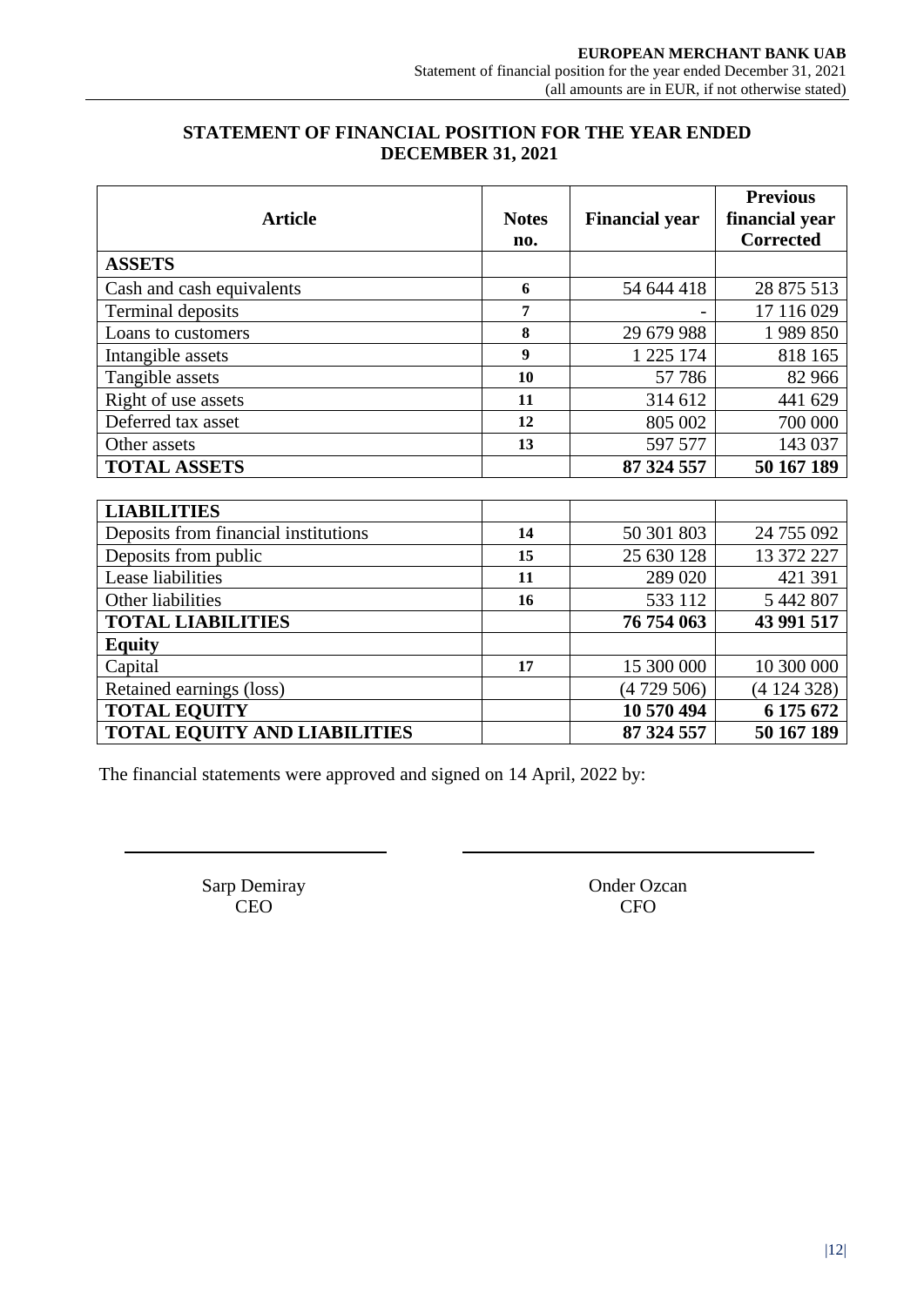## STATEMENT OF FINANCIAL POSITION FOR THE YEAR ENDED DECEMBER 31, 2021

| Article | Notes no. | Financial year | Previous financial year Corrected |
|---|---|---|---|
| **ASSETS** | | | |
| Cash and cash equivalents | 6 | 54 644 418 | 28 875 513 |
| Terminal deposits | 7 | - | 17 116 029 |
| Loans to customers | 8 | 29 679 988 | 1 989 850 |
| Intangible assets | 9 | 1 225 174 | 818 165 |
| Tangible assets | 10 | 57 786 | 82 966 |
| Right of use assets | 11 | 314 612 | 441 629 |
| Deferred tax asset | 12 | 805 002 | 700 000 |
| Other assets | 13 | 597 577 | 143 037 |
| **TOTAL ASSETS** | | **87 324 557** | **50 167 189** |
| **LIABILITIES** | | | |
| Deposits from financial institutions | 14 | 50 301 803 | 24 755 092 |
| Deposits from public | 15 | 25 630 128 | 13 372 227 |
| Lease liabilities | 11 | 289 020 | 421 391 |
| Other liabilities | 16 | 533 112 | 5 442 807 |
| **TOTAL LIABILITIES** | | **76 754 063** | **43 991 517** |
| **Equity** | | | |
| Capital | 17 | 15 300 000 | 10 300 000 |
| Retained earnings (loss) | | (4 729 506) | (4 124 328) |
| **TOTAL EQUITY** | | **10 570 494** | **6 175 672** |
| **TOTAL EQUITY AND LIABILITIES** | | **87 324 557** | **50 167 189** |

The financial statements were approved and signed on 14 April, 2022 by:

Sarp Demiray
CEO

Onder Ozcan
CFO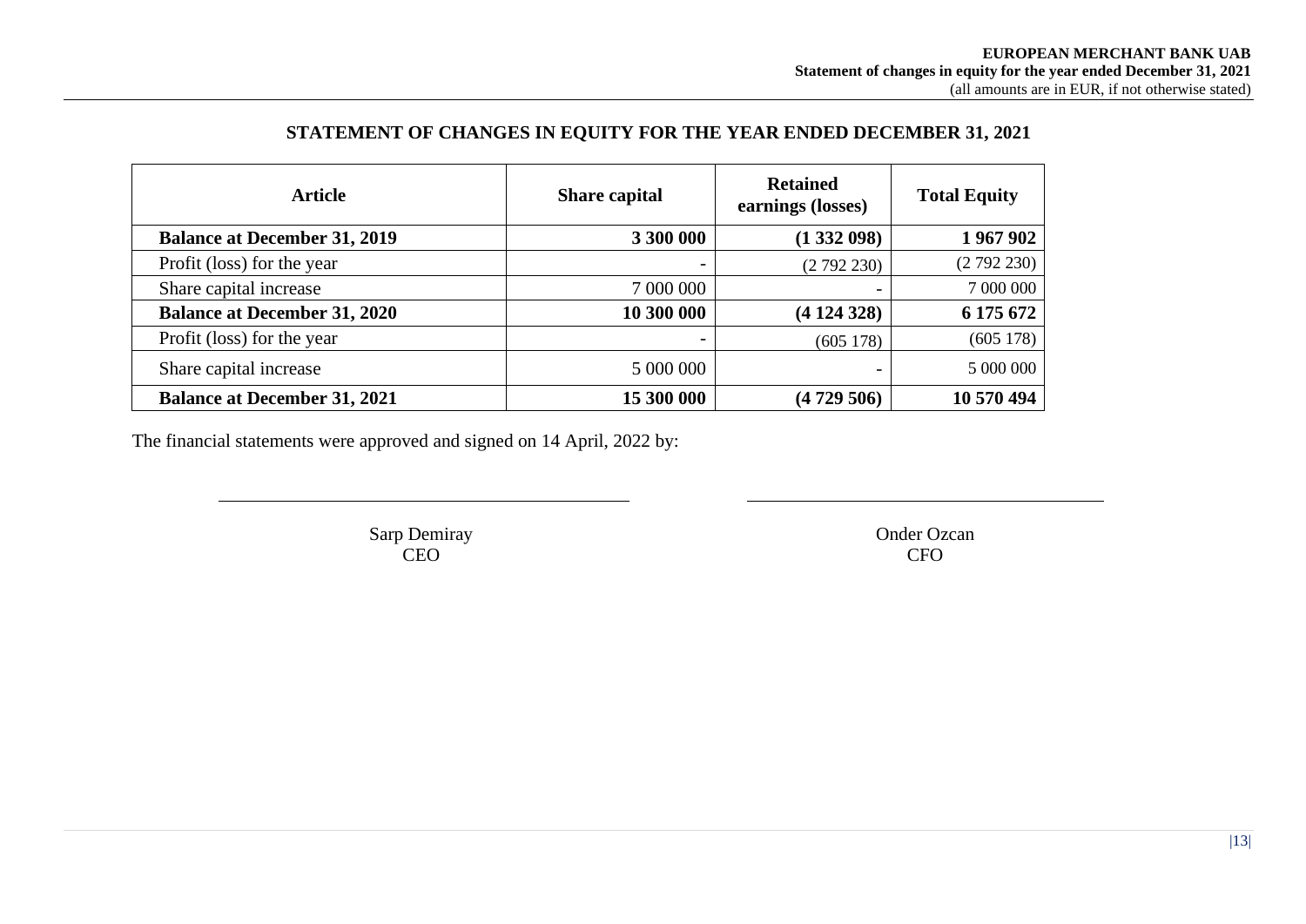# STATEMENT OF CHANGES IN EQUITY FOR THE YEAR ENDED DECEMBER 31, 2021

| Article | Share capital | Retained earnings (losses) | Total Equity |
|---|---|---|---|
| **Balance at December 31, 2019** | **3 300 000** | **(1 332 098)** | **1 967 902** |
| Profit (loss) for the year | - | (2 792 230) | (2 792 230) |
| Share capital increase | 7 000 000 | - | 7 000 000 |
| **Balance at December 31, 2020** | **10 300 000** | **(4 124 328)** | **6 175 672** |
| Profit (loss) for the year | - | (605 178) | (605 178) |
| Share capital increase | 5 000 000 | - | 5 000 000 |
| **Balance at December 31, 2021** | **15 300 000** | **(4 729 506)** | **10 570 494** |

The financial statements were approved and signed on 14 April, 2022 by:

Sarp Demiray
CEO

Onder Ozcan
CFO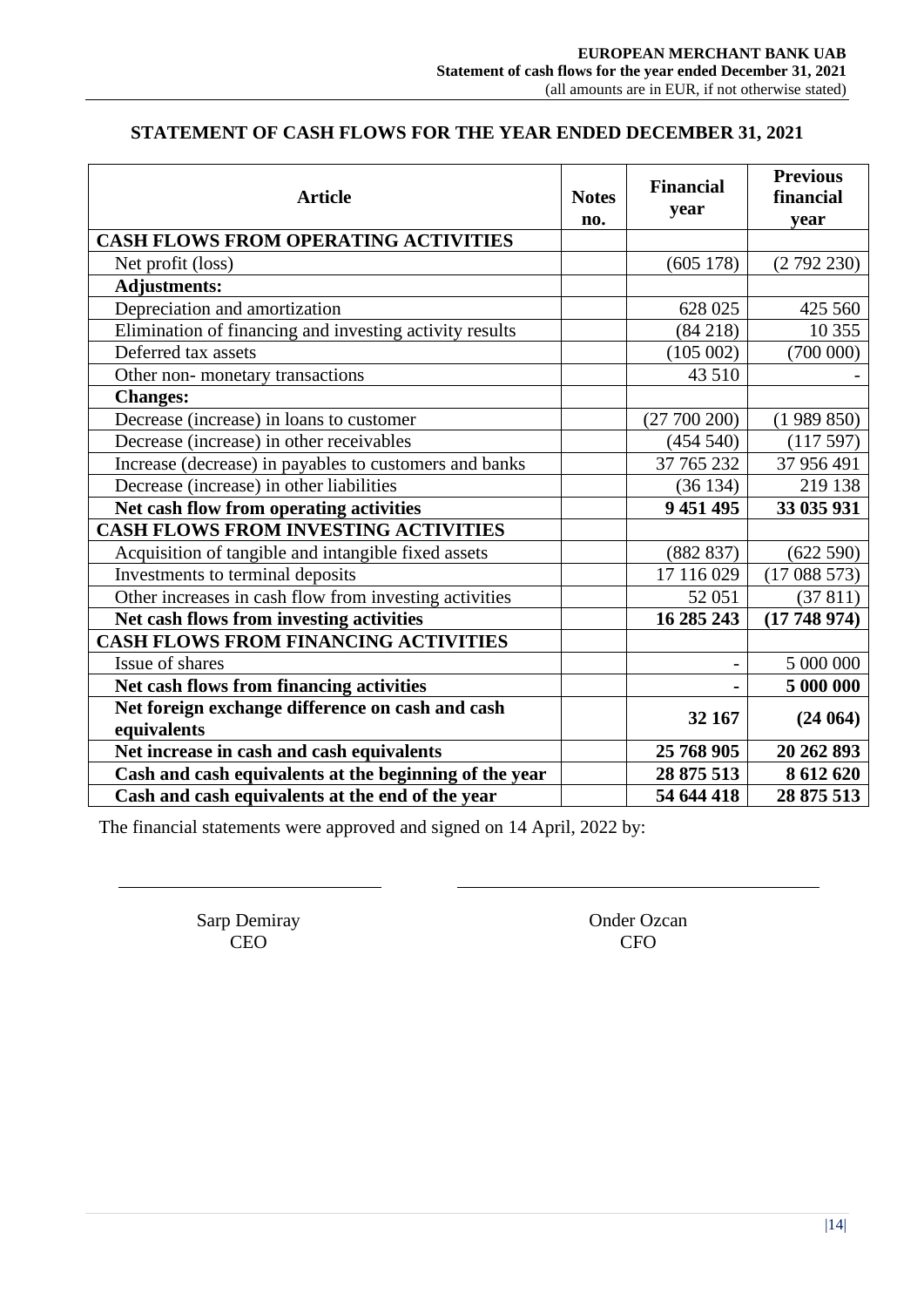## STATEMENT OF CASH FLOWS FOR THE YEAR ENDED DECEMBER 31, 2021

| Article | Notes no. | Financial year | Previous financial year |
|---|---|---|---|
| **CASH FLOWS FROM OPERATING ACTIVITIES** | | | |
| Net profit (loss) | | (605 178) | (2 792 230) |
| **Adjustments:** | | | |
| Depreciation and amortization | | 628 025 | 425 560 |
| Elimination of financing and investing activity results | | (84 218) | 10 355 |
| Deferred tax assets | | (105 002) | (700 000) |
| Other non- monetary transactions | | 43 510 | - |
| **Changes:** | | | |
| Decrease (increase) in loans to customer | | (27 700 200) | (1 989 850) |
| Decrease (increase) in other receivables | | (454 540) | (117 597) |
| Increase (decrease) in payables to customers and banks | | 37 765 232 | 37 956 491 |
| Decrease (increase) in other liabilities | | (36 134) | 219 138 |
| **Net cash flow from operating activities** | | **9 451 495** | **33 035 931** |
| **CASH FLOWS FROM INVESTING ACTIVITIES** | | | |
| Acquisition of tangible and intangible fixed assets | | (882 837) | (622 590) |
| Investments to terminal deposits | | 17 116 029 | (17 088 573) |
| Other increases in cash flow from investing activities | | 52 051 | (37 811) |
| **Net cash flows from investing activities** | | **16 285 243** | **(17 748 974)** |
| **CASH FLOWS FROM FINANCING ACTIVITIES** | | | |
| Issue of shares | | - | 5 000 000 |
| **Net cash flows from financing activities** | | **-** | **5 000 000** |
| **Net foreign exchange difference on cash and cash equivalents** | | **32 167** | **(24 064)** |
| **Net increase in cash and cash equivalents** | | **25 768 905** | **20 262 893** |
| **Cash and cash equivalents at the beginning of the year** | | **28 875 513** | **8 612 620** |
| **Cash and cash equivalents at the end of the year** | | **54 644 418** | **28 875 513** |

The financial statements were approved and signed on 14 April, 2022 by:

Sarp Demiray
CEO

Onder Ozcan
CFO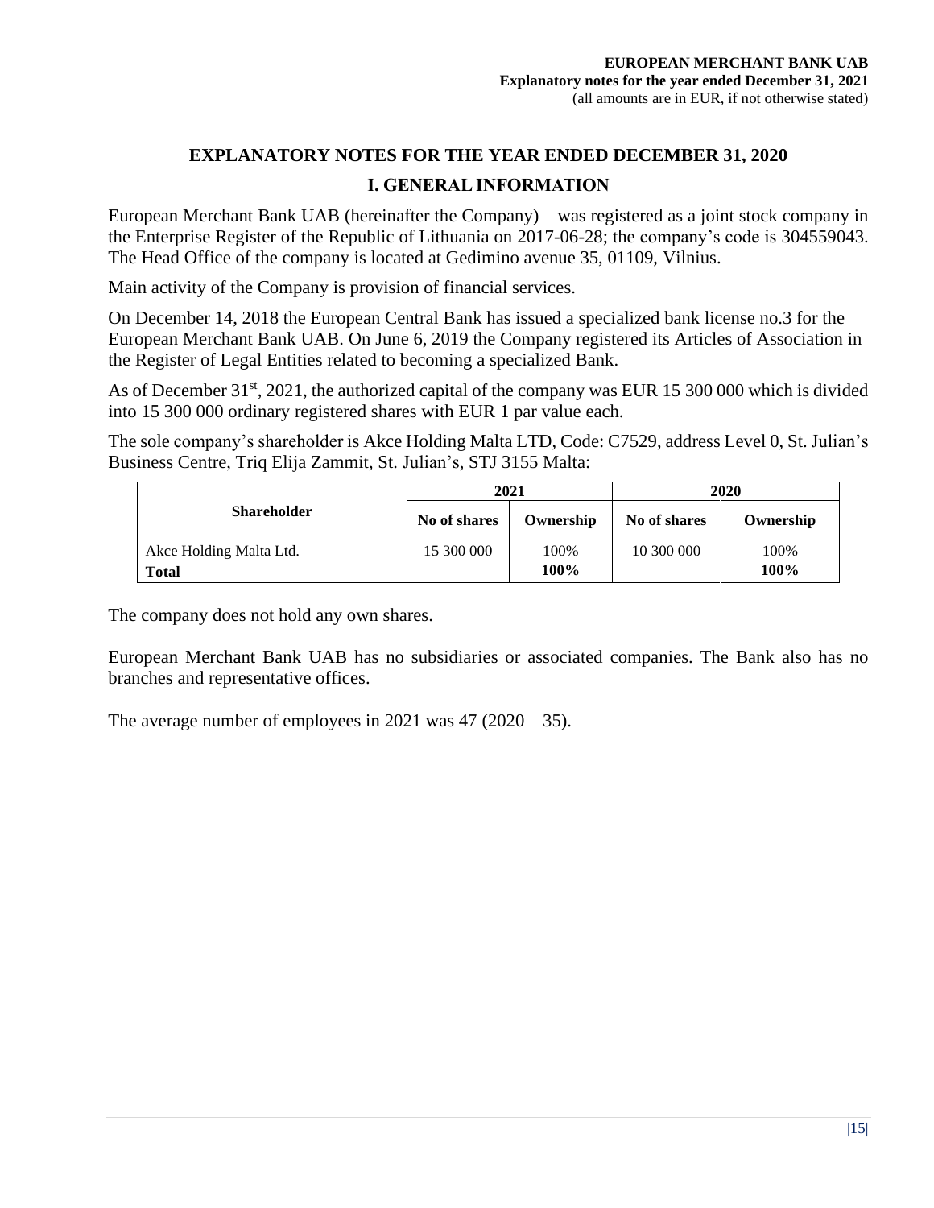# EXPLANATORY NOTES FOR THE YEAR ENDED DECEMBER 31, 2020

## I. GENERAL INFORMATION

European Merchant Bank UAB (hereinafter the Company) – was registered as a joint stock company in the Enterprise Register of the Republic of Lithuania on 2017-06-28; the company's code is 304559043. The Head Office of the company is located at Gedimino avenue 35, 01109, Vilnius.

Main activity of the Company is provision of financial services.

On December 14, 2018 the European Central Bank has issued a specialized bank license no.3 for the European Merchant Bank UAB. On June 6, 2019 the Company registered its Articles of Association in the Register of Legal Entities related to becoming a specialized Bank.

As of December 31st, 2021, the authorized capital of the company was EUR 15 300 000 which is divided into 15 300 000 ordinary registered shares with EUR 1 par value each.

The sole company's shareholder is Akce Holding Malta LTD, Code: C7529, address Level 0, St. Julian's Business Centre, Triq Elija Zammit, St. Julian's, STJ 3155 Malta:

| Shareholder | 2021 | | 2020 | |
|---|---|---|---|---|
| | No of shares | Ownership | No of shares | Ownership |
| Akce Holding Malta Ltd. | 15 300 000 | 100% | 10 300 000 | 100% |
| **Total** | | **100%** | | **100%** |

The company does not hold any own shares.

European Merchant Bank UAB has no subsidiaries or associated companies. The Bank also has no branches and representative offices.

The average number of employees in 2021 was 47 (2020 – 35).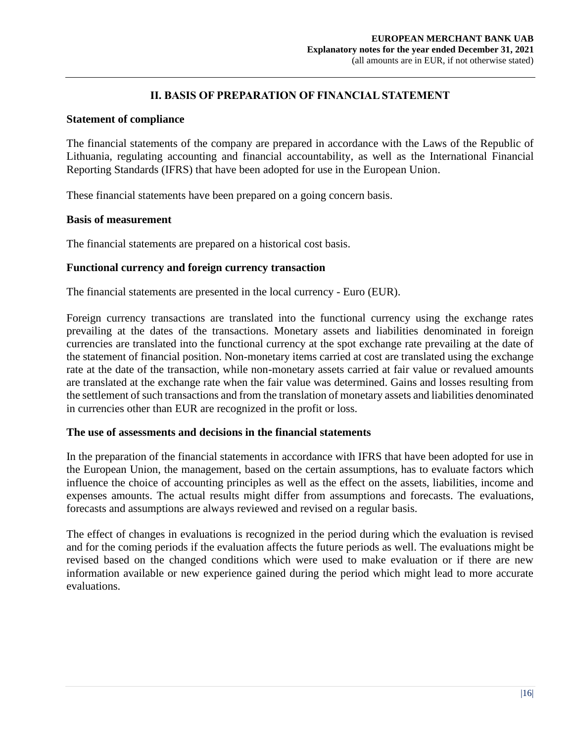## II. BASIS OF PREPARATION OF FINANCIAL STATEMENT

### Statement of compliance

The financial statements of the company are prepared in accordance with the Laws of the Republic of Lithuania, regulating accounting and financial accountability, as well as the International Financial Reporting Standards (IFRS) that have been adopted for use in the European Union.

These financial statements have been prepared on a going concern basis.

### Basis of measurement

The financial statements are prepared on a historical cost basis.

### Functional currency and foreign currency transaction

The financial statements are presented in the local currency - Euro (EUR).

Foreign currency transactions are translated into the functional currency using the exchange rates prevailing at the dates of the transactions. Monetary assets and liabilities denominated in foreign currencies are translated into the functional currency at the spot exchange rate prevailing at the date of the statement of financial position. Non-monetary items carried at cost are translated using the exchange rate at the date of the transaction, while non-monetary assets carried at fair value or revalued amounts are translated at the exchange rate when the fair value was determined. Gains and losses resulting from the settlement of such transactions and from the translation of monetary assets and liabilities denominated in currencies other than EUR are recognized in the profit or loss.

### The use of assessments and decisions in the financial statements

In the preparation of the financial statements in accordance with IFRS that have been adopted for use in the European Union, the management, based on the certain assumptions, has to evaluate factors which influence the choice of accounting principles as well as the effect on the assets, liabilities, income and expenses amounts. The actual results might differ from assumptions and forecasts. The evaluations, forecasts and assumptions are always reviewed and revised on a regular basis.

The effect of changes in evaluations is recognized in the period during which the evaluation is revised and for the coming periods if the evaluation affects the future periods as well. The evaluations might be revised based on the changed conditions which were used to make evaluation or if there are new information available or new experience gained during the period which might lead to more accurate evaluations.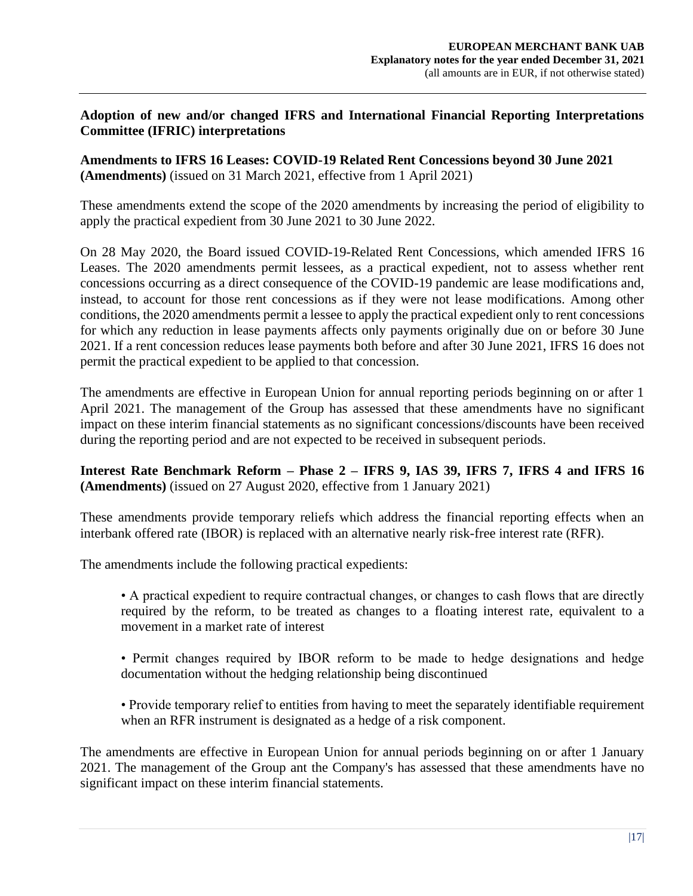## Adoption of new and/or changed IFRS and International Financial Reporting Interpretations Committee (IFRIC) interpretations

**Amendments to IFRS 16 Leases: COVID-19 Related Rent Concessions beyond 30 June 2021 (Amendments)** (issued on 31 March 2021, effective from 1 April 2021)

These amendments extend the scope of the 2020 amendments by increasing the period of eligibility to apply the practical expedient from 30 June 2021 to 30 June 2022.

On 28 May 2020, the Board issued COVID-19-Related Rent Concessions, which amended IFRS 16 Leases. The 2020 amendments permit lessees, as a practical expedient, not to assess whether rent concessions occurring as a direct consequence of the COVID-19 pandemic are lease modifications and, instead, to account for those rent concessions as if they were not lease modifications. Among other conditions, the 2020 amendments permit a lessee to apply the practical expedient only to rent concessions for which any reduction in lease payments affects only payments originally due on or before 30 June 2021. If a rent concession reduces lease payments both before and after 30 June 2021, IFRS 16 does not permit the practical expedient to be applied to that concession.

The amendments are effective in European Union for annual reporting periods beginning on or after 1 April 2021. The management of the Group has assessed that these amendments have no significant impact on these interim financial statements as no significant concessions/discounts have been received during the reporting period and are not expected to be received in subsequent periods.

**Interest Rate Benchmark Reform – Phase 2 – IFRS 9, IAS 39, IFRS 7, IFRS 4 and IFRS 16 (Amendments)** (issued on 27 August 2020, effective from 1 January 2021)

These amendments provide temporary reliefs which address the financial reporting effects when an interbank offered rate (IBOR) is replaced with an alternative nearly risk-free interest rate (RFR).

The amendments include the following practical expedients:

- A practical expedient to require contractual changes, or changes to cash flows that are directly required by the reform, to be treated as changes to a floating interest rate, equivalent to a movement in a market rate of interest
- Permit changes required by IBOR reform to be made to hedge designations and hedge documentation without the hedging relationship being discontinued
- Provide temporary relief to entities from having to meet the separately identifiable requirement when an RFR instrument is designated as a hedge of a risk component.

The amendments are effective in European Union for annual periods beginning on or after 1 January 2021. The management of the Group ant the Company's has assessed that these amendments have no significant impact on these interim financial statements.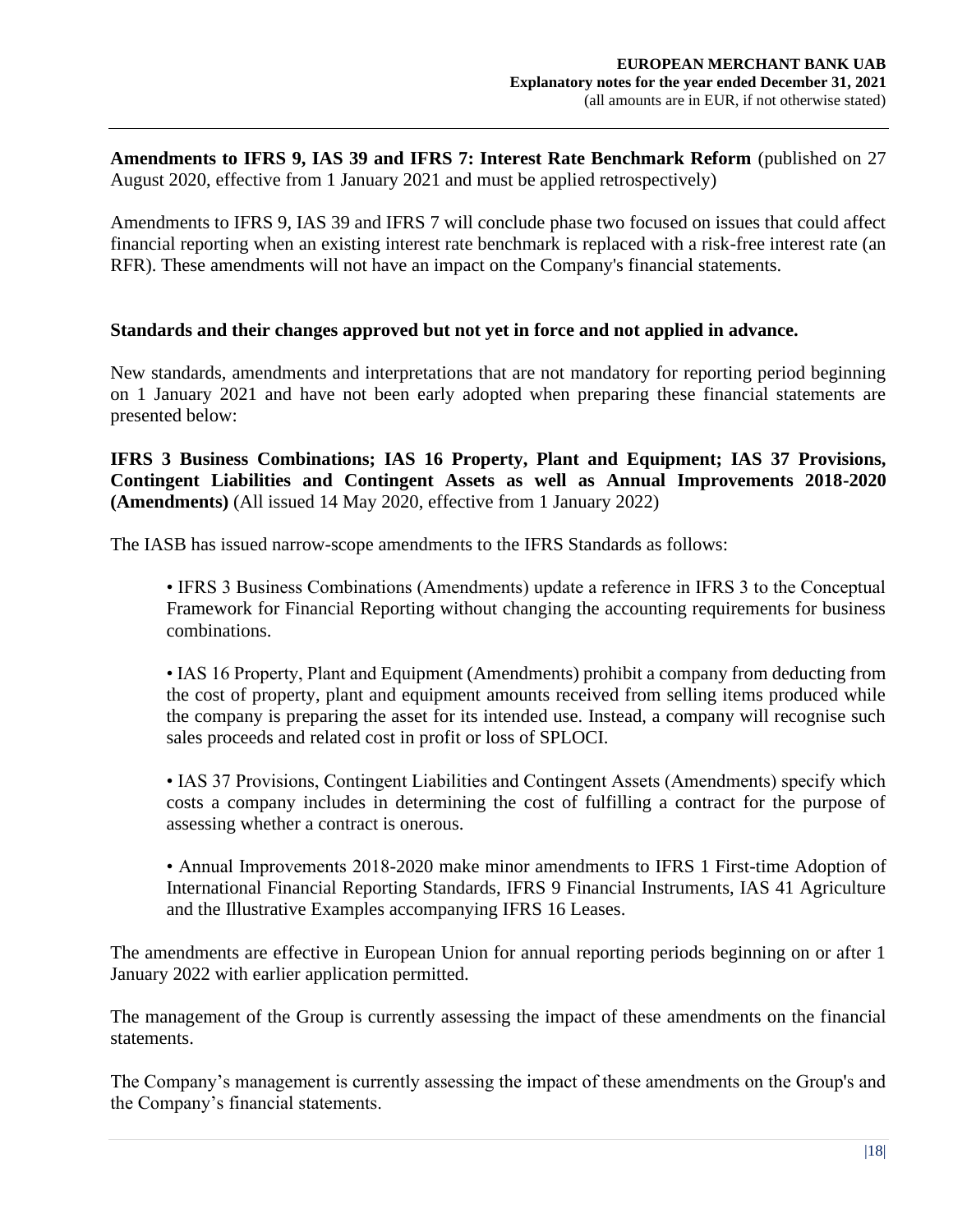**Amendments to IFRS 9, IAS 39 and IFRS 7: Interest Rate Benchmark Reform** (published on 27 August 2020, effective from 1 January 2021 and must be applied retrospectively)

Amendments to IFRS 9, IAS 39 and IFRS 7 will conclude phase two focused on issues that could affect financial reporting when an existing interest rate benchmark is replaced with a risk-free interest rate (an RFR). These amendments will not have an impact on the Company's financial statements.

**Standards and their changes approved but not yet in force and not applied in advance.**

New standards, amendments and interpretations that are not mandatory for reporting period beginning on 1 January 2021 and have not been early adopted when preparing these financial statements are presented below:

**IFRS 3 Business Combinations; IAS 16 Property, Plant and Equipment; IAS 37 Provisions, Contingent Liabilities and Contingent Assets as well as Annual Improvements 2018-2020 (Amendments)** (All issued 14 May 2020, effective from 1 January 2022)

The IASB has issued narrow-scope amendments to the IFRS Standards as follows:

- IFRS 3 Business Combinations (Amendments) update a reference in IFRS 3 to the Conceptual Framework for Financial Reporting without changing the accounting requirements for business combinations.

- IAS 16 Property, Plant and Equipment (Amendments) prohibit a company from deducting from the cost of property, plant and equipment amounts received from selling items produced while the company is preparing the asset for its intended use. Instead, a company will recognise such sales proceeds and related cost in profit or loss of SPLOCI.

- IAS 37 Provisions, Contingent Liabilities and Contingent Assets (Amendments) specify which costs a company includes in determining the cost of fulfilling a contract for the purpose of assessing whether a contract is onerous.

- Annual Improvements 2018-2020 make minor amendments to IFRS 1 First-time Adoption of International Financial Reporting Standards, IFRS 9 Financial Instruments, IAS 41 Agriculture and the Illustrative Examples accompanying IFRS 16 Leases.

The amendments are effective in European Union for annual reporting periods beginning on or after 1 January 2022 with earlier application permitted.

The management of the Group is currently assessing the impact of these amendments on the financial statements.

The Company's management is currently assessing the impact of these amendments on the Group's and the Company's financial statements.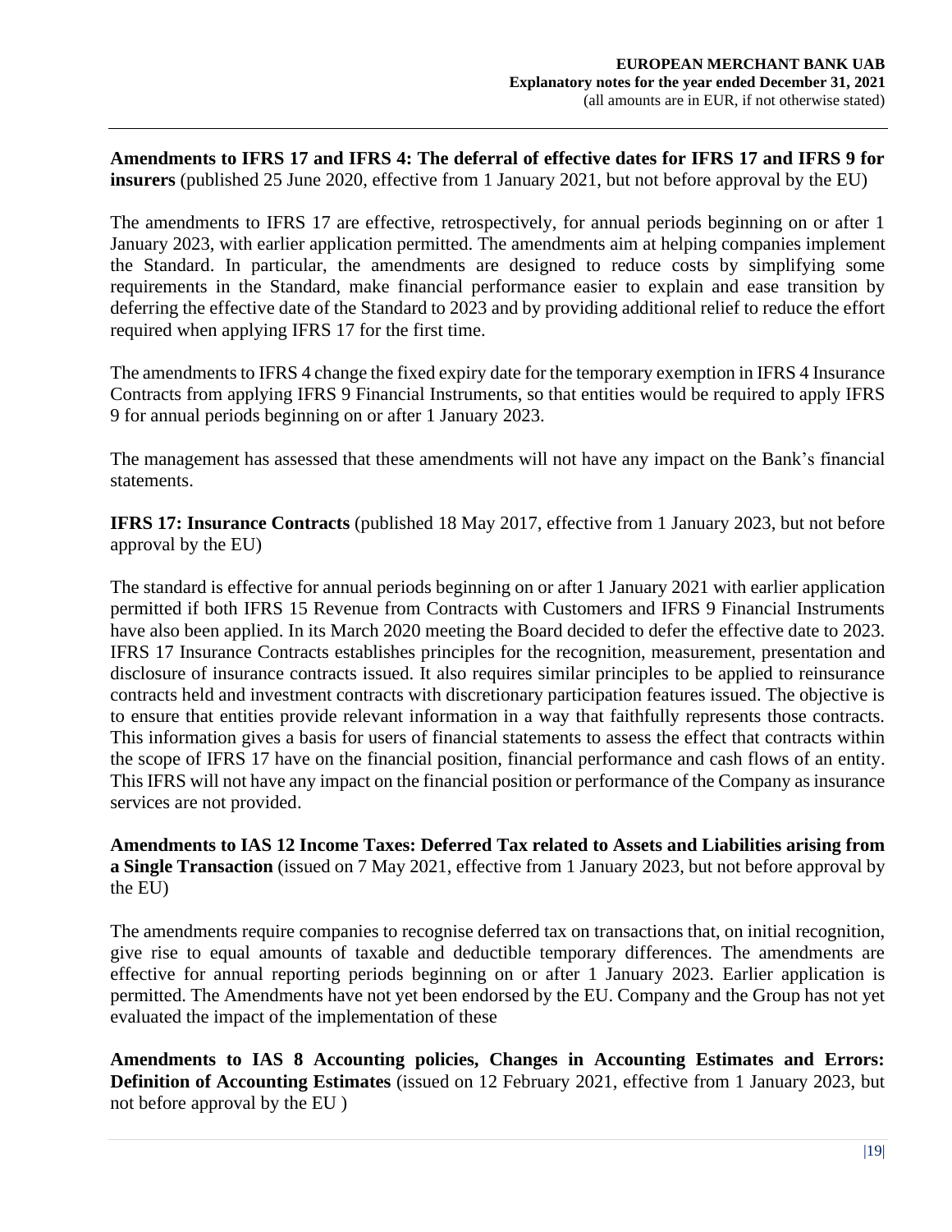**Amendments to IFRS 17 and IFRS 4: The deferral of effective dates for IFRS 17 and IFRS 9 for insurers** (published 25 June 2020, effective from 1 January 2021, but not before approval by the EU)

The amendments to IFRS 17 are effective, retrospectively, for annual periods beginning on or after 1 January 2023, with earlier application permitted. The amendments aim at helping companies implement the Standard. In particular, the amendments are designed to reduce costs by simplifying some requirements in the Standard, make financial performance easier to explain and ease transition by deferring the effective date of the Standard to 2023 and by providing additional relief to reduce the effort required when applying IFRS 17 for the first time.

The amendments to IFRS 4 change the fixed expiry date for the temporary exemption in IFRS 4 Insurance Contracts from applying IFRS 9 Financial Instruments, so that entities would be required to apply IFRS 9 for annual periods beginning on or after 1 January 2023.

The management has assessed that these amendments will not have any impact on the Bank's financial statements.

**IFRS 17: Insurance Contracts** (published 18 May 2017, effective from 1 January 2023, but not before approval by the EU)

The standard is effective for annual periods beginning on or after 1 January 2021 with earlier application permitted if both IFRS 15 Revenue from Contracts with Customers and IFRS 9 Financial Instruments have also been applied. In its March 2020 meeting the Board decided to defer the effective date to 2023. IFRS 17 Insurance Contracts establishes principles for the recognition, measurement, presentation and disclosure of insurance contracts issued. It also requires similar principles to be applied to reinsurance contracts held and investment contracts with discretionary participation features issued. The objective is to ensure that entities provide relevant information in a way that faithfully represents those contracts. This information gives a basis for users of financial statements to assess the effect that contracts within the scope of IFRS 17 have on the financial position, financial performance and cash flows of an entity. This IFRS will not have any impact on the financial position or performance of the Company as insurance services are not provided.

**Amendments to IAS 12 Income Taxes: Deferred Tax related to Assets and Liabilities arising from a Single Transaction** (issued on 7 May 2021, effective from 1 January 2023, but not before approval by the EU)

The amendments require companies to recognise deferred tax on transactions that, on initial recognition, give rise to equal amounts of taxable and deductible temporary differences. The amendments are effective for annual reporting periods beginning on or after 1 January 2023. Earlier application is permitted. The Amendments have not yet been endorsed by the EU. Company and the Group has not yet evaluated the impact of the implementation of these

**Amendments to IAS 8 Accounting policies, Changes in Accounting Estimates and Errors: Definition of Accounting Estimates** (issued on 12 February 2021, effective from 1 January 2023, but not before approval by the EU )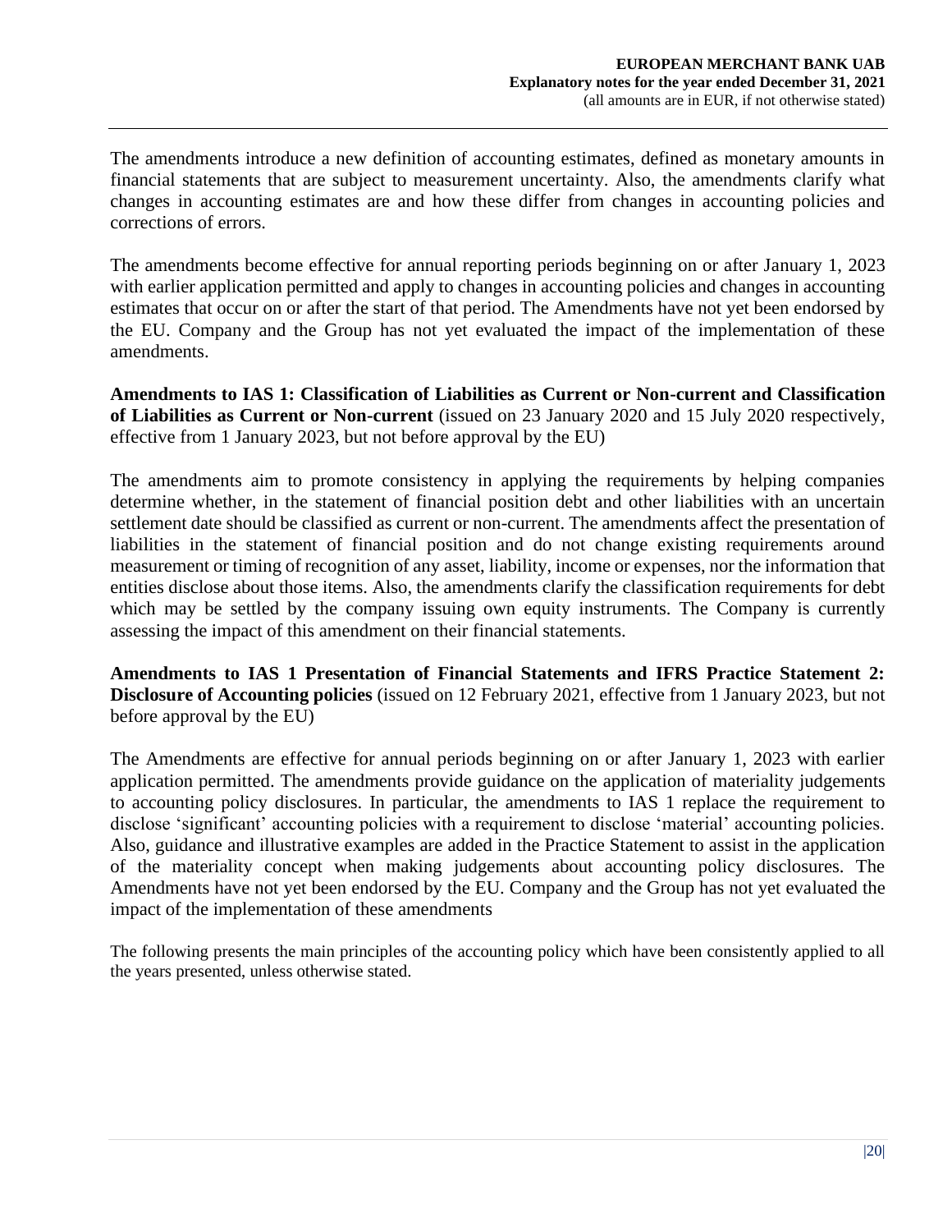The amendments introduce a new definition of accounting estimates, defined as monetary amounts in financial statements that are subject to measurement uncertainty. Also, the amendments clarify what changes in accounting estimates are and how these differ from changes in accounting policies and corrections of errors.

The amendments become effective for annual reporting periods beginning on or after January 1, 2023 with earlier application permitted and apply to changes in accounting policies and changes in accounting estimates that occur on or after the start of that period. The Amendments have not yet been endorsed by the EU. Company and the Group has not yet evaluated the impact of the implementation of these amendments.

**Amendments to IAS 1: Classification of Liabilities as Current or Non-current and Classification of Liabilities as Current or Non-current** (issued on 23 January 2020 and 15 July 2020 respectively, effective from 1 January 2023, but not before approval by the EU)

The amendments aim to promote consistency in applying the requirements by helping companies determine whether, in the statement of financial position debt and other liabilities with an uncertain settlement date should be classified as current or non-current. The amendments affect the presentation of liabilities in the statement of financial position and do not change existing requirements around measurement or timing of recognition of any asset, liability, income or expenses, nor the information that entities disclose about those items. Also, the amendments clarify the classification requirements for debt which may be settled by the company issuing own equity instruments. The Company is currently assessing the impact of this amendment on their financial statements.

**Amendments to IAS 1 Presentation of Financial Statements and IFRS Practice Statement 2: Disclosure of Accounting policies** (issued on 12 February 2021, effective from 1 January 2023, but not before approval by the EU)

The Amendments are effective for annual periods beginning on or after January 1, 2023 with earlier application permitted. The amendments provide guidance on the application of materiality judgements to accounting policy disclosures. In particular, the amendments to IAS 1 replace the requirement to disclose 'significant' accounting policies with a requirement to disclose 'material' accounting policies. Also, guidance and illustrative examples are added in the Practice Statement to assist in the application of the materiality concept when making judgements about accounting policy disclosures. The Amendments have not yet been endorsed by the EU. Company and the Group has not yet evaluated the impact of the implementation of these amendments

The following presents the main principles of the accounting policy which have been consistently applied to all the years presented, unless otherwise stated.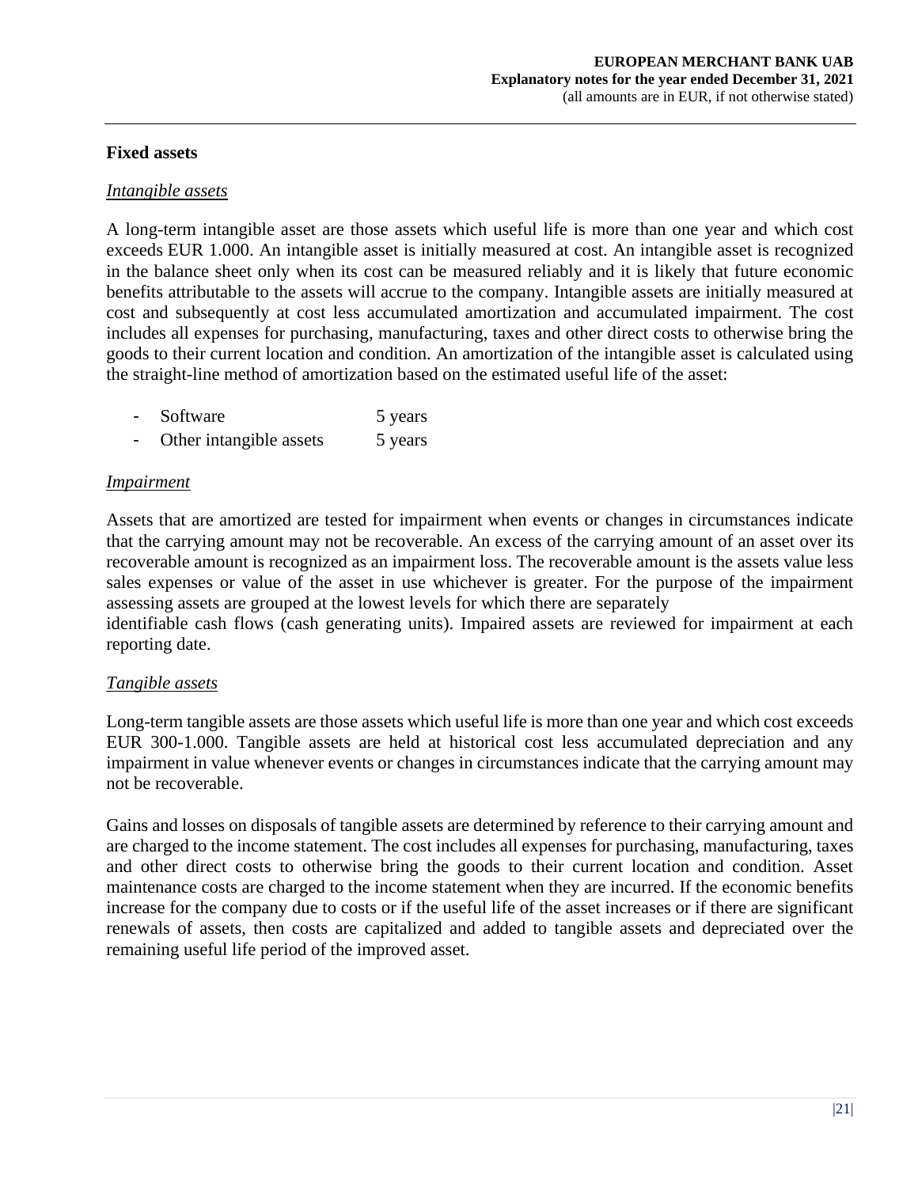## Fixed assets

*Intangible assets*

A long-term intangible asset are those assets which useful life is more than one year and which cost exceeds EUR 1.000. An intangible asset is initially measured at cost. An intangible asset is recognized in the balance sheet only when its cost can be measured reliably and it is likely that future economic benefits attributable to the assets will accrue to the company. Intangible assets are initially measured at cost and subsequently at cost less accumulated amortization and accumulated impairment. The cost includes all expenses for purchasing, manufacturing, taxes and other direct costs to otherwise bring the goods to their current location and condition. An amortization of the intangible asset is calculated using the straight-line method of amortization based on the estimated useful life of the asset:

- Software 5 years
- Other intangible assets 5 years

*Impairment*

Assets that are amortized are tested for impairment when events or changes in circumstances indicate that the carrying amount may not be recoverable. An excess of the carrying amount of an asset over its recoverable amount is recognized as an impairment loss. The recoverable amount is the assets value less sales expenses or value of the asset in use whichever is greater. For the purpose of the impairment assessing assets are grouped at the lowest levels for which there are separately identifiable cash flows (cash generating units). Impaired assets are reviewed for impairment at each reporting date.

*Tangible assets*

Long-term tangible assets are those assets which useful life is more than one year and which cost exceeds EUR 300-1.000. Tangible assets are held at historical cost less accumulated depreciation and any impairment in value whenever events or changes in circumstances indicate that the carrying amount may not be recoverable.

Gains and losses on disposals of tangible assets are determined by reference to their carrying amount and are charged to the income statement. The cost includes all expenses for purchasing, manufacturing, taxes and other direct costs to otherwise bring the goods to their current location and condition. Asset maintenance costs are charged to the income statement when they are incurred. If the economic benefits increase for the company due to costs or if the useful life of the asset increases or if there are significant renewals of assets, then costs are capitalized and added to tangible assets and depreciated over the remaining useful life period of the improved asset.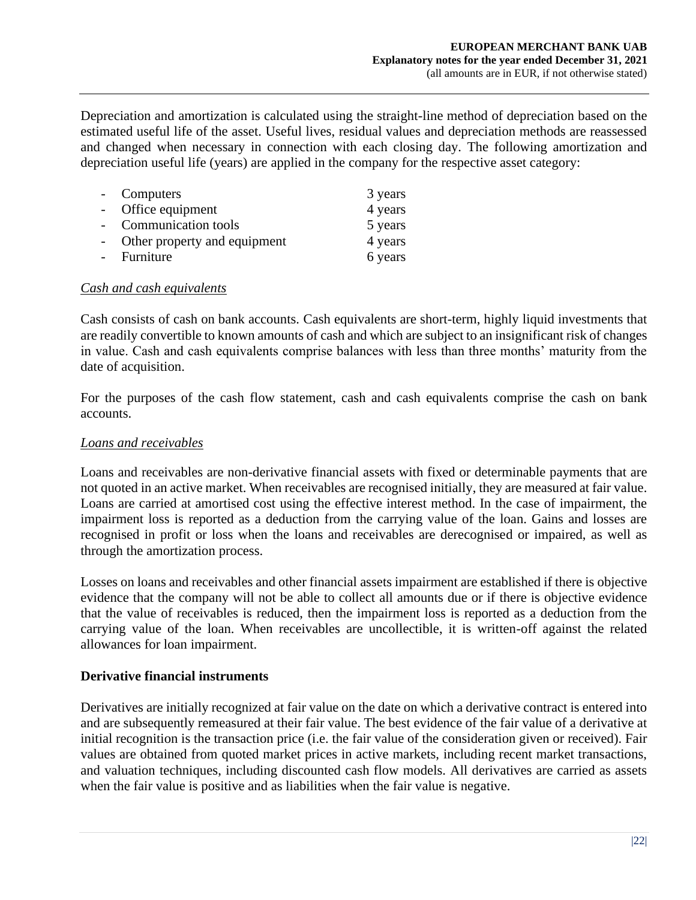Depreciation and amortization is calculated using the straight-line method of depreciation based on the estimated useful life of the asset. Useful lives, residual values and depreciation methods are reassessed and changed when necessary in connection with each closing day. The following amortization and depreciation useful life (years) are applied in the company for the respective asset category:

| | |
|---|---|
| - Computers | 3 years |
| - Office equipment | 4 years |
| - Communication tools | 5 years |
| - Other property and equipment | 4 years |
| - Furniture | 6 years |

*Cash and cash equivalents*

Cash consists of cash on bank accounts. Cash equivalents are short-term, highly liquid investments that are readily convertible to known amounts of cash and which are subject to an insignificant risk of changes in value. Cash and cash equivalents comprise balances with less than three months' maturity from the date of acquisition.

For the purposes of the cash flow statement, cash and cash equivalents comprise the cash on bank accounts.

*Loans and receivables*

Loans and receivables are non-derivative financial assets with fixed or determinable payments that are not quoted in an active market. When receivables are recognised initially, they are measured at fair value. Loans are carried at amortised cost using the effective interest method. In the case of impairment, the impairment loss is reported as a deduction from the carrying value of the loan. Gains and losses are recognised in profit or loss when the loans and receivables are derecognised or impaired, as well as through the amortization process.

Losses on loans and receivables and other financial assets impairment are established if there is objective evidence that the company will not be able to collect all amounts due or if there is objective evidence that the value of receivables is reduced, then the impairment loss is reported as a deduction from the carrying value of the loan. When receivables are uncollectible, it is written-off against the related allowances for loan impairment.

**Derivative financial instruments**

Derivatives are initially recognized at fair value on the date on which a derivative contract is entered into and are subsequently remeasured at their fair value. The best evidence of the fair value of a derivative at initial recognition is the transaction price (i.e. the fair value of the consideration given or received). Fair values are obtained from quoted market prices in active markets, including recent market transactions, and valuation techniques, including discounted cash flow models. All derivatives are carried as assets when the fair value is positive and as liabilities when the fair value is negative.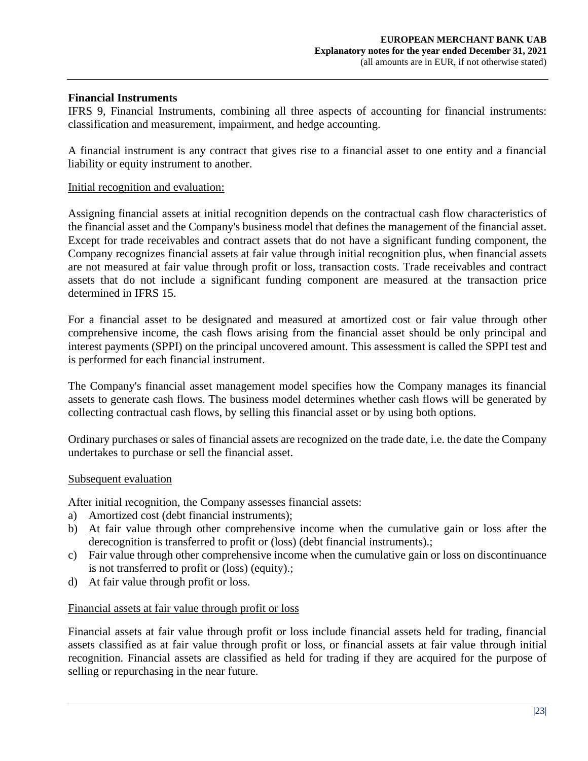## Financial Instruments

IFRS 9, Financial Instruments, combining all three aspects of accounting for financial instruments: classification and measurement, impairment, and hedge accounting.

A financial instrument is any contract that gives rise to a financial asset to one entity and a financial liability or equity instrument to another.

<u>Initial recognition and evaluation:</u>

Assigning financial assets at initial recognition depends on the contractual cash flow characteristics of the financial asset and the Company's business model that defines the management of the financial asset. Except for trade receivables and contract assets that do not have a significant funding component, the Company recognizes financial assets at fair value through initial recognition plus, when financial assets are not measured at fair value through profit or loss, transaction costs. Trade receivables and contract assets that do not include a significant funding component are measured at the transaction price determined in IFRS 15.

For a financial asset to be designated and measured at amortized cost or fair value through other comprehensive income, the cash flows arising from the financial asset should be only principal and interest payments (SPPI) on the principal uncovered amount. This assessment is called the SPPI test and is performed for each financial instrument.

The Company's financial asset management model specifies how the Company manages its financial assets to generate cash flows. The business model determines whether cash flows will be generated by collecting contractual cash flows, by selling this financial asset or by using both options.

Ordinary purchases or sales of financial assets are recognized on the trade date, i.e. the date the Company undertakes to purchase or sell the financial asset.

<u>Subsequent evaluation</u>

After initial recognition, the Company assesses financial assets:

a) Amortized cost (debt financial instruments);
b) At fair value through other comprehensive income when the cumulative gain or loss after the derecognition is transferred to profit or (loss) (debt financial instruments).;
c) Fair value through other comprehensive income when the cumulative gain or loss on discontinuance is not transferred to profit or (loss) (equity).;
d) At fair value through profit or loss.

<u>Financial assets at fair value through profit or loss</u>

Financial assets at fair value through profit or loss include financial assets held for trading, financial assets classified as at fair value through profit or loss, or financial assets at fair value through initial recognition. Financial assets are classified as held for trading if they are acquired for the purpose of selling or repurchasing in the near future.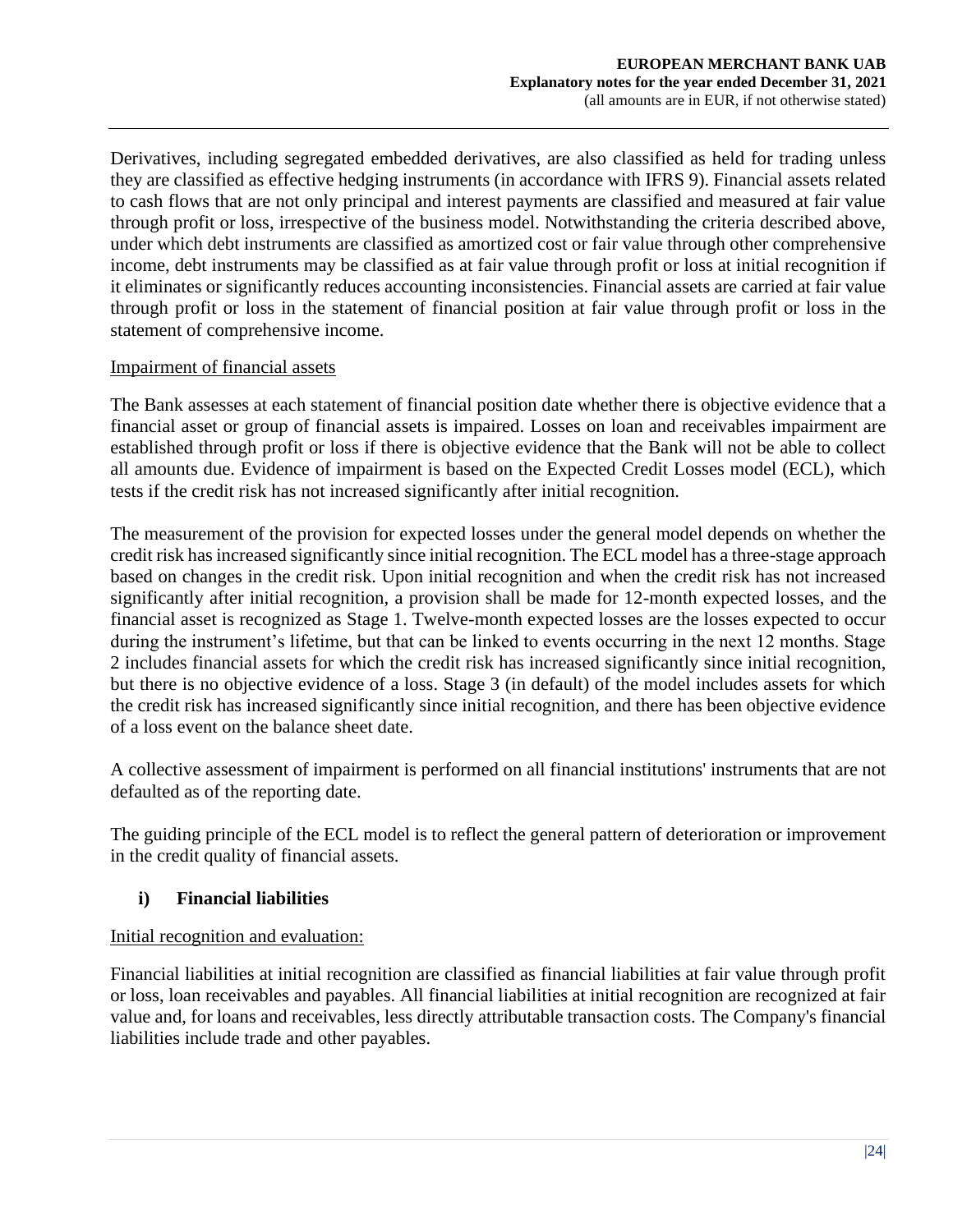Derivatives, including segregated embedded derivatives, are also classified as held for trading unless they are classified as effective hedging instruments (in accordance with IFRS 9). Financial assets related to cash flows that are not only principal and interest payments are classified and measured at fair value through profit or loss, irrespective of the business model. Notwithstanding the criteria described above, under which debt instruments are classified as amortized cost or fair value through other comprehensive income, debt instruments may be classified as at fair value through profit or loss at initial recognition if it eliminates or significantly reduces accounting inconsistencies. Financial assets are carried at fair value through profit or loss in the statement of financial position at fair value through profit or loss in the statement of comprehensive income.

Impairment of financial assets

The Bank assesses at each statement of financial position date whether there is objective evidence that a financial asset or group of financial assets is impaired. Losses on loan and receivables impairment are established through profit or loss if there is objective evidence that the Bank will not be able to collect all amounts due. Evidence of impairment is based on the Expected Credit Losses model (ECL), which tests if the credit risk has not increased significantly after initial recognition.

The measurement of the provision for expected losses under the general model depends on whether the credit risk has increased significantly since initial recognition. The ECL model has a three-stage approach based on changes in the credit risk. Upon initial recognition and when the credit risk has not increased significantly after initial recognition, a provision shall be made for 12-month expected losses, and the financial asset is recognized as Stage 1. Twelve-month expected losses are the losses expected to occur during the instrument's lifetime, but that can be linked to events occurring in the next 12 months. Stage 2 includes financial assets for which the credit risk has increased significantly since initial recognition, but there is no objective evidence of a loss. Stage 3 (in default) of the model includes assets for which the credit risk has increased significantly since initial recognition, and there has been objective evidence of a loss event on the balance sheet date.

A collective assessment of impairment is performed on all financial institutions' instruments that are not defaulted as of the reporting date.

The guiding principle of the ECL model is to reflect the general pattern of deterioration or improvement in the credit quality of financial assets.

### i) Financial liabilities

Initial recognition and evaluation:

Financial liabilities at initial recognition are classified as financial liabilities at fair value through profit or loss, loan receivables and payables. All financial liabilities at initial recognition are recognized at fair value and, for loans and receivables, less directly attributable transaction costs. The Company's financial liabilities include trade and other payables.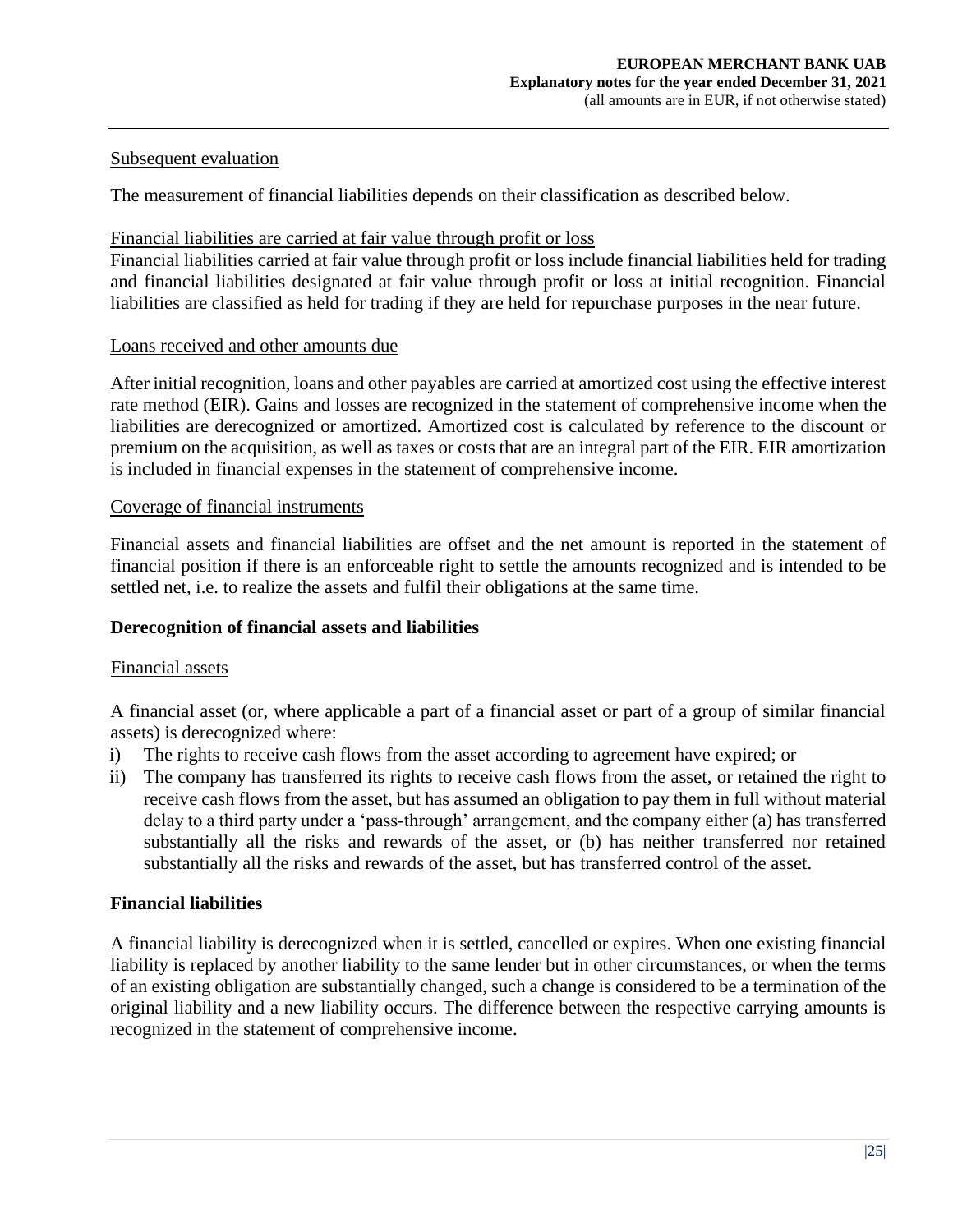Subsequent evaluation

The measurement of financial liabilities depends on their classification as described below.

Financial liabilities are carried at fair value through profit or loss

Financial liabilities carried at fair value through profit or loss include financial liabilities held for trading and financial liabilities designated at fair value through profit or loss at initial recognition. Financial liabilities are classified as held for trading if they are held for repurchase purposes in the near future.

Loans received and other amounts due

After initial recognition, loans and other payables are carried at amortized cost using the effective interest rate method (EIR). Gains and losses are recognized in the statement of comprehensive income when the liabilities are derecognized or amortized. Amortized cost is calculated by reference to the discount or premium on the acquisition, as well as taxes or costs that are an integral part of the EIR. EIR amortization is included in financial expenses in the statement of comprehensive income.

Coverage of financial instruments

Financial assets and financial liabilities are offset and the net amount is reported in the statement of financial position if there is an enforceable right to settle the amounts recognized and is intended to be settled net, i.e. to realize the assets and fulfil their obligations at the same time.

**Derecognition of financial assets and liabilities**

Financial assets

A financial asset (or, where applicable a part of a financial asset or part of a group of similar financial assets) is derecognized where:

i) The rights to receive cash flows from the asset according to agreement have expired; or
ii) The company has transferred its rights to receive cash flows from the asset, or retained the right to receive cash flows from the asset, but has assumed an obligation to pay them in full without material delay to a third party under a 'pass-through' arrangement, and the company either (a) has transferred substantially all the risks and rewards of the asset, or (b) has neither transferred nor retained substantially all the risks and rewards of the asset, but has transferred control of the asset.

**Financial liabilities**

A financial liability is derecognized when it is settled, cancelled or expires. When one existing financial liability is replaced by another liability to the same lender but in other circumstances, or when the terms of an existing obligation are substantially changed, such a change is considered to be a termination of the original liability and a new liability occurs. The difference between the respective carrying amounts is recognized in the statement of comprehensive income.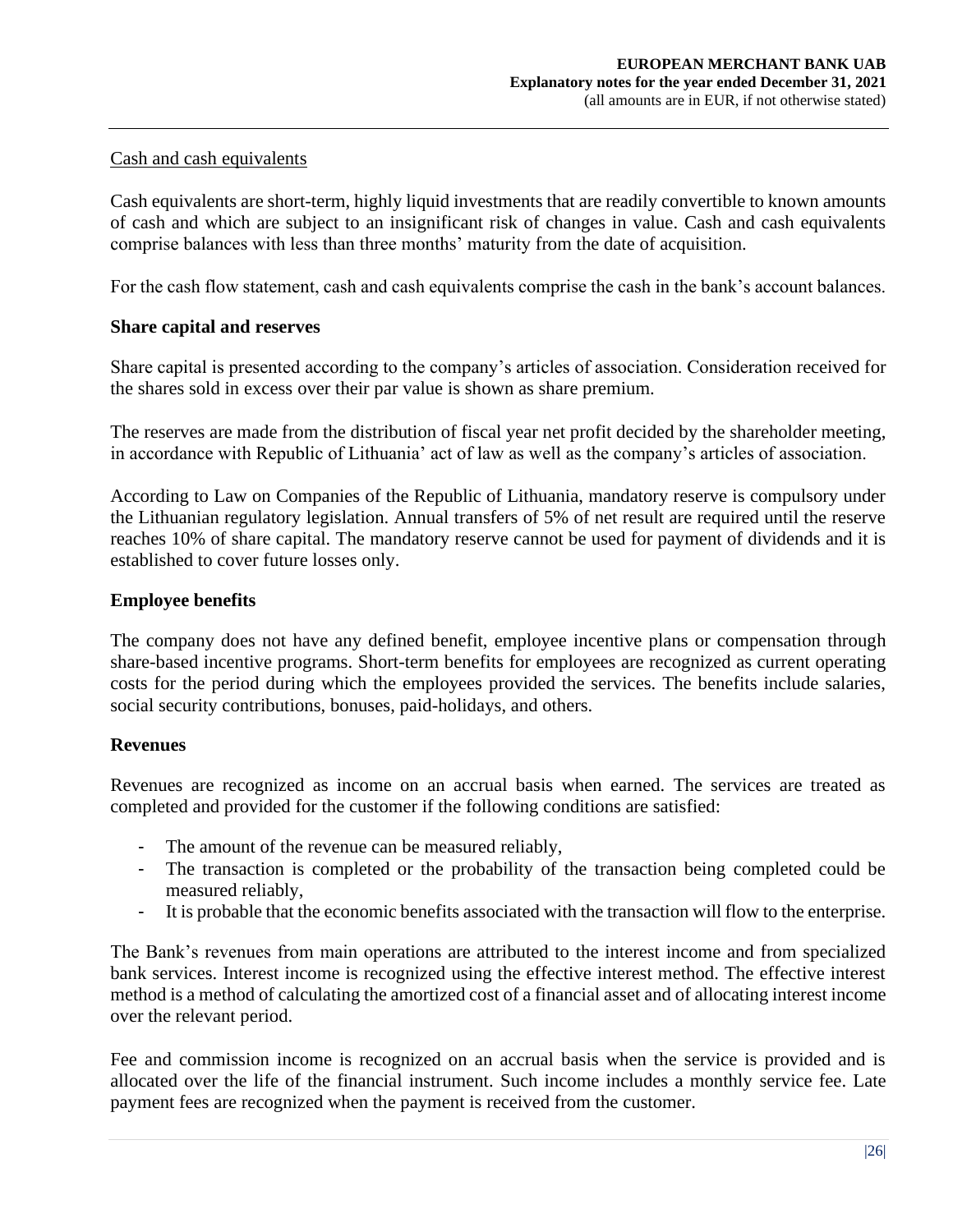Cash and cash equivalents

Cash equivalents are short-term, highly liquid investments that are readily convertible to known amounts of cash and which are subject to an insignificant risk of changes in value. Cash and cash equivalents comprise balances with less than three months' maturity from the date of acquisition.

For the cash flow statement, cash and cash equivalents comprise the cash in the bank's account balances.

### Share capital and reserves

Share capital is presented according to the company's articles of association. Consideration received for the shares sold in excess over their par value is shown as share premium.

The reserves are made from the distribution of fiscal year net profit decided by the shareholder meeting, in accordance with Republic of Lithuania' act of law as well as the company's articles of association.

According to Law on Companies of the Republic of Lithuania, mandatory reserve is compulsory under the Lithuanian regulatory legislation. Annual transfers of 5% of net result are required until the reserve reaches 10% of share capital. The mandatory reserve cannot be used for payment of dividends and it is established to cover future losses only.

### Employee benefits

The company does not have any defined benefit, employee incentive plans or compensation through share-based incentive programs. Short-term benefits for employees are recognized as current operating costs for the period during which the employees provided the services. The benefits include salaries, social security contributions, bonuses, paid-holidays, and others.

### Revenues

Revenues are recognized as income on an accrual basis when earned. The services are treated as completed and provided for the customer if the following conditions are satisfied:

- The amount of the revenue can be measured reliably,
- The transaction is completed or the probability of the transaction being completed could be measured reliably,
- It is probable that the economic benefits associated with the transaction will flow to the enterprise.

The Bank's revenues from main operations are attributed to the interest income and from specialized bank services. Interest income is recognized using the effective interest method. The effective interest method is a method of calculating the amortized cost of a financial asset and of allocating interest income over the relevant period.

Fee and commission income is recognized on an accrual basis when the service is provided and is allocated over the life of the financial instrument. Such income includes a monthly service fee. Late payment fees are recognized when the payment is received from the customer.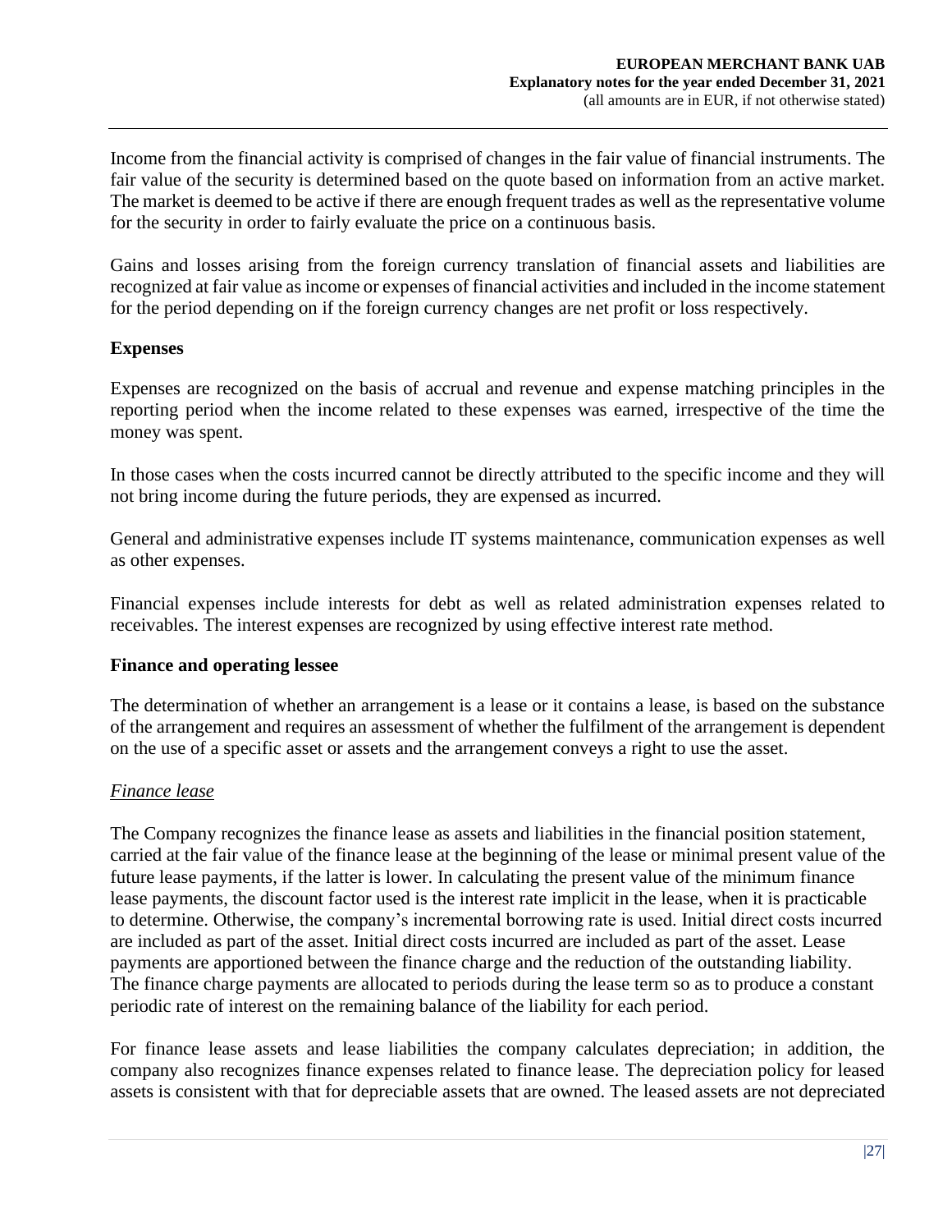Income from the financial activity is comprised of changes in the fair value of financial instruments. The fair value of the security is determined based on the quote based on information from an active market. The market is deemed to be active if there are enough frequent trades as well as the representative volume for the security in order to fairly evaluate the price on a continuous basis.

Gains and losses arising from the foreign currency translation of financial assets and liabilities are recognized at fair value as income or expenses of financial activities and included in the income statement for the period depending on if the foreign currency changes are net profit or loss respectively.

**Expenses**

Expenses are recognized on the basis of accrual and revenue and expense matching principles in the reporting period when the income related to these expenses was earned, irrespective of the time the money was spent.

In those cases when the costs incurred cannot be directly attributed to the specific income and they will not bring income during the future periods, they are expensed as incurred.

General and administrative expenses include IT systems maintenance, communication expenses as well as other expenses.

Financial expenses include interests for debt as well as related administration expenses related to receivables. The interest expenses are recognized by using effective interest rate method.

**Finance and operating lessee**

The determination of whether an arrangement is a lease or it contains a lease, is based on the substance of the arrangement and requires an assessment of whether the fulfilment of the arrangement is dependent on the use of a specific asset or assets and the arrangement conveys a right to use the asset.

*Finance lease*

The Company recognizes the finance lease as assets and liabilities in the financial position statement, carried at the fair value of the finance lease at the beginning of the lease or minimal present value of the future lease payments, if the latter is lower. In calculating the present value of the minimum finance lease payments, the discount factor used is the interest rate implicit in the lease, when it is practicable to determine. Otherwise, the company's incremental borrowing rate is used. Initial direct costs incurred are included as part of the asset. Initial direct costs incurred are included as part of the asset. Lease payments are apportioned between the finance charge and the reduction of the outstanding liability. The finance charge payments are allocated to periods during the lease term so as to produce a constant periodic rate of interest on the remaining balance of the liability for each period.

For finance lease assets and lease liabilities the company calculates depreciation; in addition, the company also recognizes finance expenses related to finance lease. The depreciation policy for leased assets is consistent with that for depreciable assets that are owned. The leased assets are not depreciated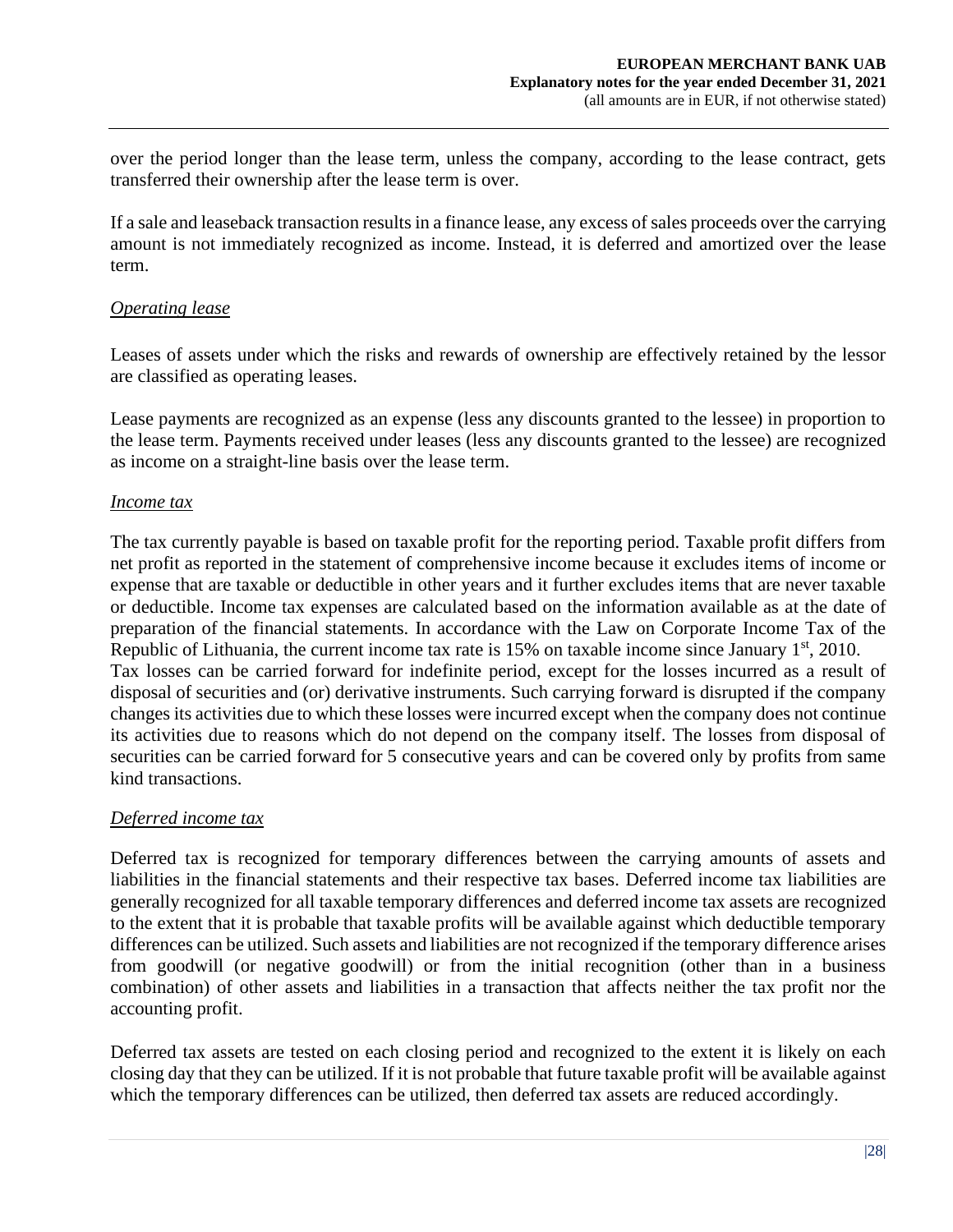over the period longer than the lease term, unless the company, according to the lease contract, gets transferred their ownership after the lease term is over.

If a sale and leaseback transaction results in a finance lease, any excess of sales proceeds over the carrying amount is not immediately recognized as income. Instead, it is deferred and amortized over the lease term.

*Operating lease*

Leases of assets under which the risks and rewards of ownership are effectively retained by the lessor are classified as operating leases.

Lease payments are recognized as an expense (less any discounts granted to the lessee) in proportion to the lease term. Payments received under leases (less any discounts granted to the lessee) are recognized as income on a straight-line basis over the lease term.

*Income tax*

The tax currently payable is based on taxable profit for the reporting period. Taxable profit differs from net profit as reported in the statement of comprehensive income because it excludes items of income or expense that are taxable or deductible in other years and it further excludes items that are never taxable or deductible. Income tax expenses are calculated based on the information available as at the date of preparation of the financial statements. In accordance with the Law on Corporate Income Tax of the Republic of Lithuania, the current income tax rate is 15% on taxable income since January 1st, 2010.
Tax losses can be carried forward for indefinite period, except for the losses incurred as a result of disposal of securities and (or) derivative instruments. Such carrying forward is disrupted if the company changes its activities due to which these losses were incurred except when the company does not continue its activities due to reasons which do not depend on the company itself. The losses from disposal of securities can be carried forward for 5 consecutive years and can be covered only by profits from same kind transactions.

*Deferred income tax*

Deferred tax is recognized for temporary differences between the carrying amounts of assets and liabilities in the financial statements and their respective tax bases. Deferred income tax liabilities are generally recognized for all taxable temporary differences and deferred income tax assets are recognized to the extent that it is probable that taxable profits will be available against which deductible temporary differences can be utilized. Such assets and liabilities are not recognized if the temporary difference arises from goodwill (or negative goodwill) or from the initial recognition (other than in a business combination) of other assets and liabilities in a transaction that affects neither the tax profit nor the accounting profit.

Deferred tax assets are tested on each closing period and recognized to the extent it is likely on each closing day that they can be utilized. If it is not probable that future taxable profit will be available against which the temporary differences can be utilized, then deferred tax assets are reduced accordingly.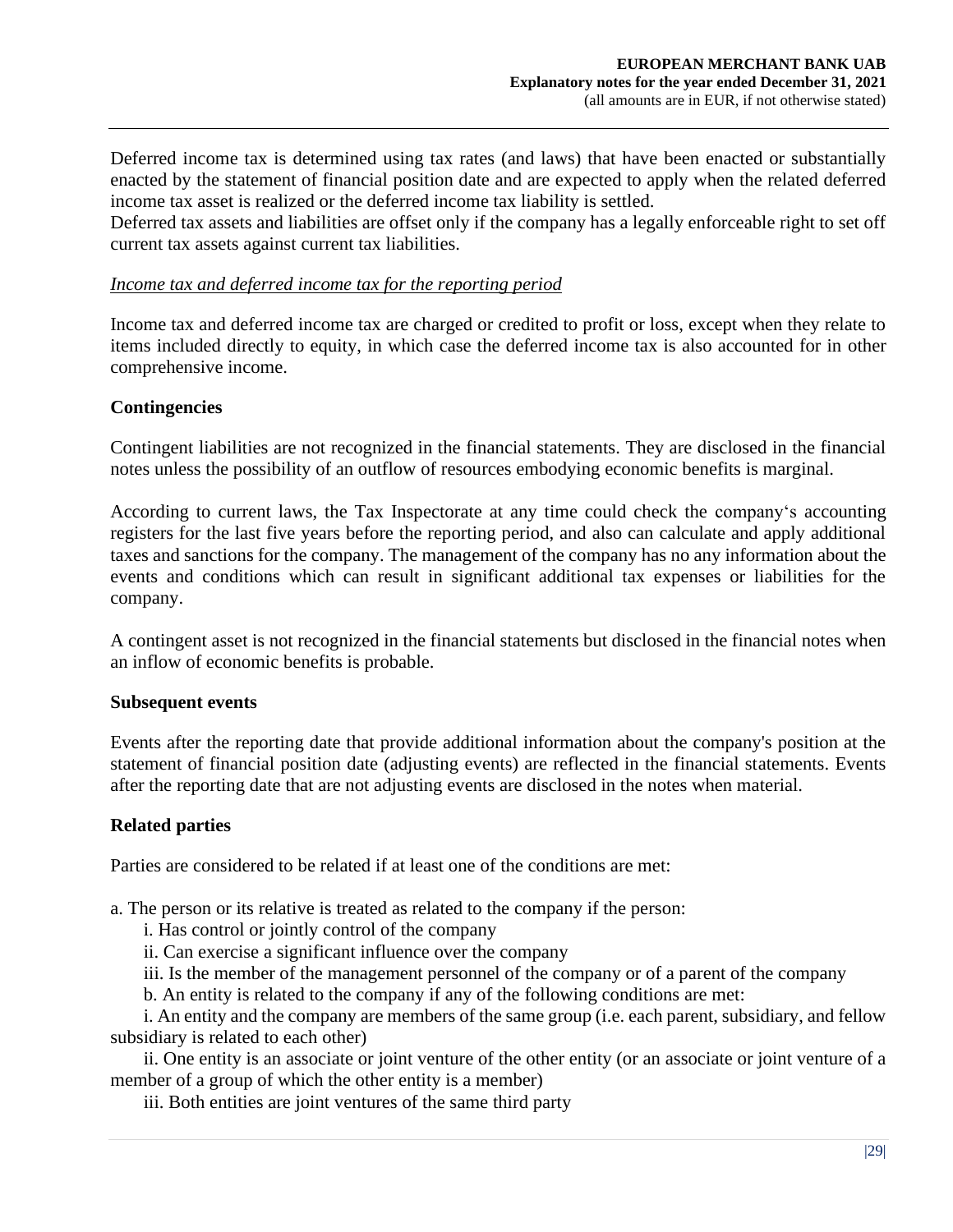Deferred income tax is determined using tax rates (and laws) that have been enacted or substantially enacted by the statement of financial position date and are expected to apply when the related deferred income tax asset is realized or the deferred income tax liability is settled.
Deferred tax assets and liabilities are offset only if the company has a legally enforceable right to set off current tax assets against current tax liabilities.

*Income tax and deferred income tax for the reporting period*

Income tax and deferred income tax are charged or credited to profit or loss, except when they relate to items included directly to equity, in which case the deferred income tax is also accounted for in other comprehensive income.

**Contingencies**

Contingent liabilities are not recognized in the financial statements. They are disclosed in the financial notes unless the possibility of an outflow of resources embodying economic benefits is marginal.

According to current laws, the Tax Inspectorate at any time could check the company‘s accounting registers for the last five years before the reporting period, and also can calculate and apply additional taxes and sanctions for the company. The management of the company has no any information about the events and conditions which can result in significant additional tax expenses or liabilities for the company.

A contingent asset is not recognized in the financial statements but disclosed in the financial notes when an inflow of economic benefits is probable.

**Subsequent events**

Events after the reporting date that provide additional information about the company's position at the statement of financial position date (adjusting events) are reflected in the financial statements. Events after the reporting date that are not adjusting events are disclosed in the notes when material.

**Related parties**

Parties are considered to be related if at least one of the conditions are met:

a. The person or its relative is treated as related to the company if the person:

i. Has control or jointly control of the company

ii. Can exercise a significant influence over the company

iii. Is the member of the management personnel of the company or of a parent of the company

b. An entity is related to the company if any of the following conditions are met:

i. An entity and the company are members of the same group (i.e. each parent, subsidiary, and fellow subsidiary is related to each other)

ii. One entity is an associate or joint venture of the other entity (or an associate or joint venture of a member of a group of which the other entity is a member)

iii. Both entities are joint ventures of the same third party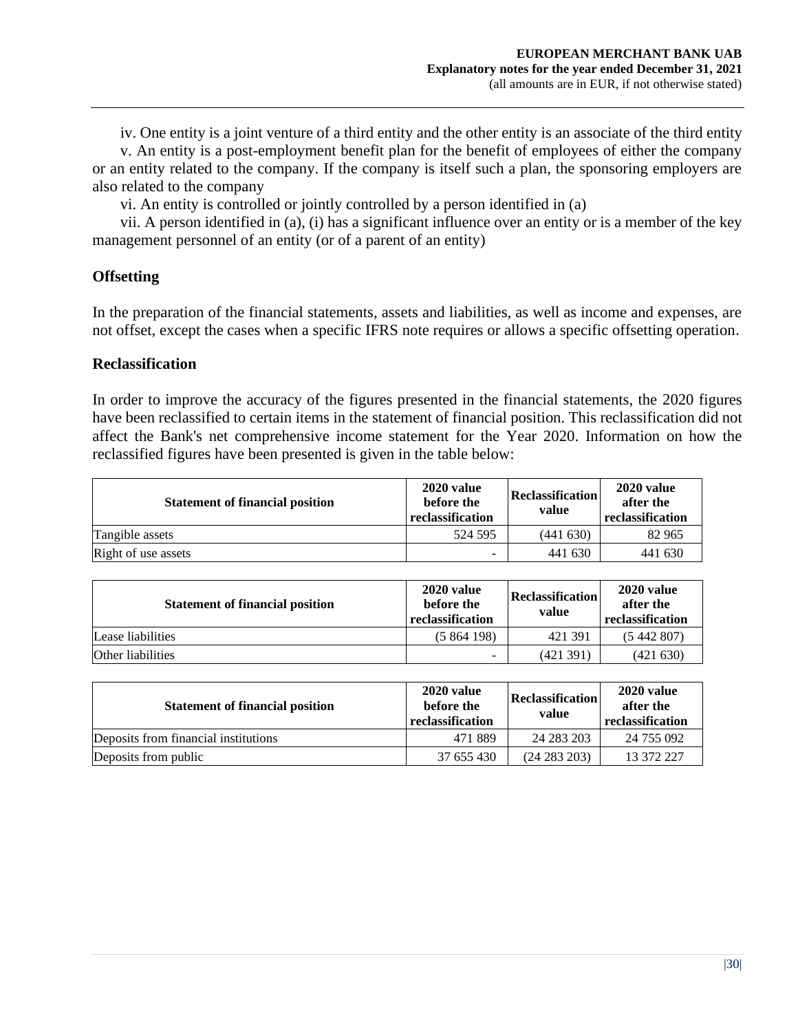iv. One entity is a joint venture of a third entity and the other entity is an associate of the third entity

v. An entity is a post-employment benefit plan for the benefit of employees of either the company or an entity related to the company. If the company is itself such a plan, the sponsoring employers are also related to the company

vi. An entity is controlled or jointly controlled by a person identified in (a)

vii. A person identified in (a), (i) has a significant influence over an entity or is a member of the key management personnel of an entity (or of a parent of an entity)

## Offsetting

In the preparation of the financial statements, assets and liabilities, as well as income and expenses, are not offset, except the cases when a specific IFRS note requires or allows a specific offsetting operation.

## Reclassification

In order to improve the accuracy of the figures presented in the financial statements, the 2020 figures have been reclassified to certain items in the statement of financial position. This reclassification did not affect the Bank's net comprehensive income statement for the Year 2020. Information on how the reclassified figures have been presented is given in the table below:

| Statement of financial position | 2020 value before the reclassification | Reclassification value | 2020 value after the reclassification |
|---|---|---|---|
| Tangible assets | 524 595 | (441 630) | 82 965 |
| Right of use assets | - | 441 630 | 441 630 |

| Statement of financial position | 2020 value before the reclassification | Reclassification value | 2020 value after the reclassification |
|---|---|---|---|
| Lease liabilities | (5 864 198) | 421 391 | (5 442 807) |
| Other liabilities | - | (421 391) | (421 630) |

| Statement of financial position | 2020 value before the reclassification | Reclassification value | 2020 value after the reclassification |
|---|---|---|---|
| Deposits from financial institutions | 471 889 | 24 283 203 | 24 755 092 |
| Deposits from public | 37 655 430 | (24 283 203) | 13 372 227 |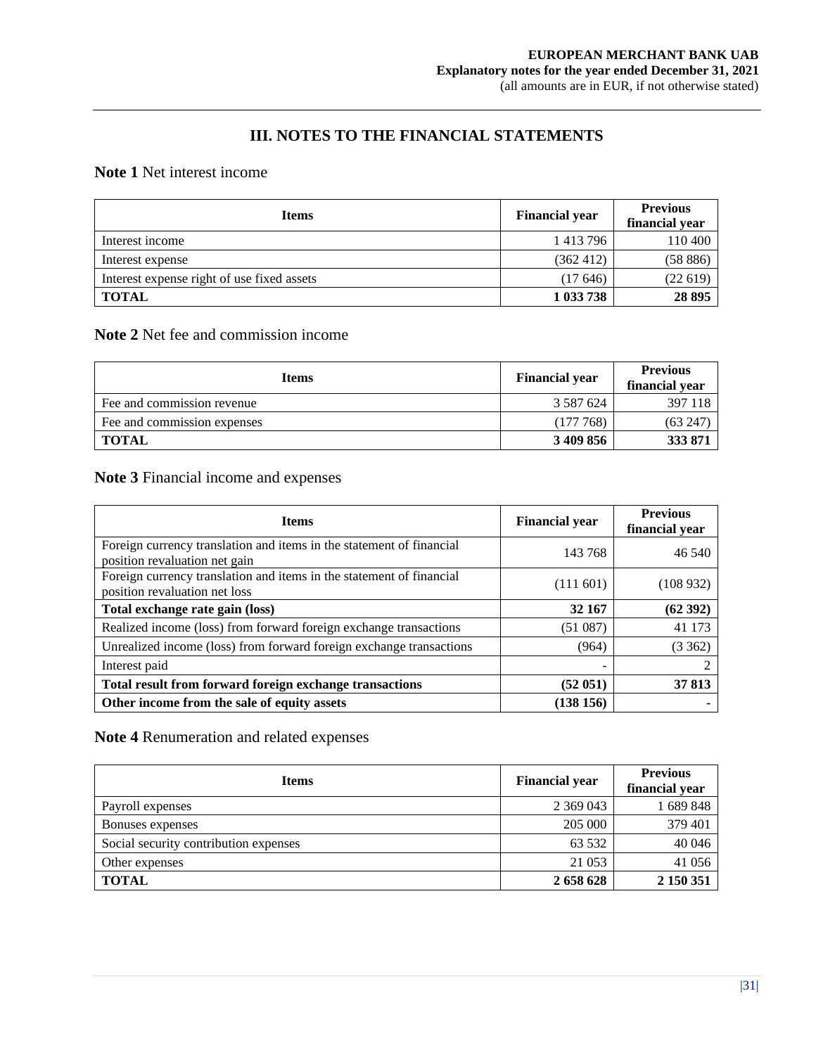# III. NOTES TO THE FINANCIAL STATEMENTS

## **Note 1** Net interest income

| Items | Financial year | Previous financial year |
|---|---|---|
| Interest income | 1 413 796 | 110 400 |
| Interest expense | (362 412) | (58 886) |
| Interest expense right of use fixed assets | (17 646) | (22 619) |
| **TOTAL** | **1 033 738** | **28 895** |

## **Note 2** Net fee and commission income

| Items | Financial year | Previous financial year |
|---|---|---|
| Fee and commission revenue | 3 587 624 | 397 118 |
| Fee and commission expenses | (177 768) | (63 247) |
| **TOTAL** | **3 409 856** | **333 871** |

## **Note 3** Financial income and expenses

| Items | Financial year | Previous financial year |
|---|---|---|
| Foreign currency translation and items in the statement of financial position revaluation net gain | 143 768 | 46 540 |
| Foreign currency translation and items in the statement of financial position revaluation net loss | (111 601) | (108 932) |
| **Total exchange rate gain (loss)** | **32 167** | **(62 392)** |
| Realized income (loss) from forward foreign exchange transactions | (51 087) | 41 173 |
| Unrealized income (loss) from forward foreign exchange transactions | (964) | (3 362) |
| Interest paid | - | 2 |
| **Total result from forward foreign exchange transactions** | **(52 051)** | **37 813** |
| **Other income from the sale of equity assets** | **(138 156)** | **-** |

## **Note 4** Renumeration and related expenses

| Items | Financial year | Previous financial year |
|---|---|---|
| Payroll expenses | 2 369 043 | 1 689 848 |
| Bonuses expenses | 205 000 | 379 401 |
| Social security contribution expenses | 63 532 | 40 046 |
| Other expenses | 21 053 | 41 056 |
| **TOTAL** | **2 658 628** | **2 150 351** |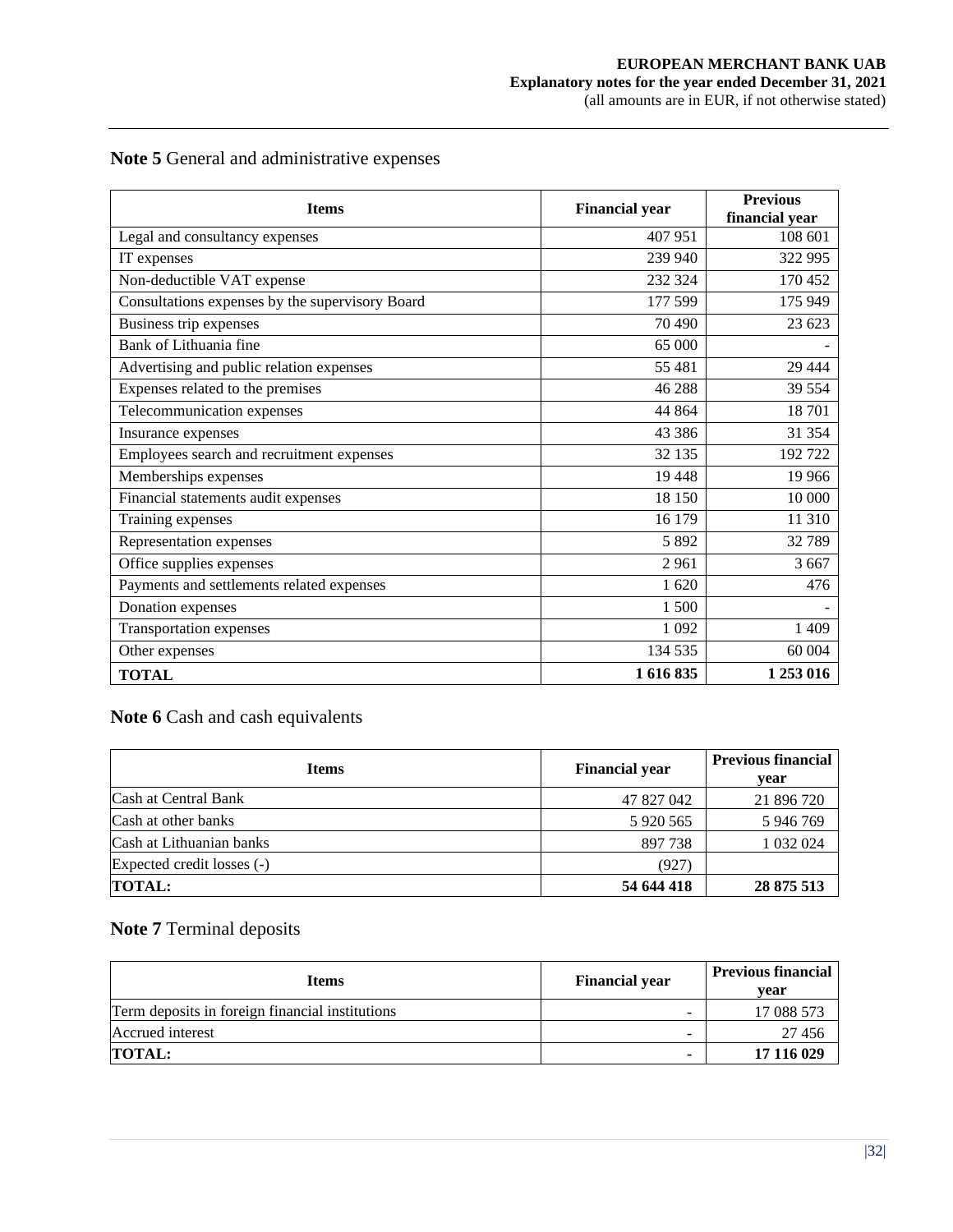## **Note 5** General and administrative expenses

| Items | Financial year | Previous financial year |
|---|---|---|
| Legal and consultancy expenses | 407 951 | 108 601 |
| IT expenses | 239 940 | 322 995 |
| Non-deductible VAT expense | 232 324 | 170 452 |
| Consultations expenses by the supervisory Board | 177 599 | 175 949 |
| Business trip expenses | 70 490 | 23 623 |
| Bank of Lithuania fine | 65 000 | - |
| Advertising and public relation expenses | 55 481 | 29 444 |
| Expenses related to the premises | 46 288 | 39 554 |
| Telecommunication expenses | 44 864 | 18 701 |
| Insurance expenses | 43 386 | 31 354 |
| Employees search and recruitment expenses | 32 135 | 192 722 |
| Memberships expenses | 19 448 | 19 966 |
| Financial statements audit expenses | 18 150 | 10 000 |
| Training expenses | 16 179 | 11 310 |
| Representation expenses | 5 892 | 32 789 |
| Office supplies expenses | 2 961 | 3 667 |
| Payments and settlements related expenses | 1 620 | 476 |
| Donation expenses | 1 500 | - |
| Transportation expenses | 1 092 | 1 409 |
| Other expenses | 134 535 | 60 004 |
| **TOTAL** | **1 616 835** | **1 253 016** |

## **Note 6** Cash and cash equivalents

| Items | Financial year | Previous financial year |
|---|---|---|
| Cash at Central Bank | 47 827 042 | 21 896 720 |
| Cash at other banks | 5 920 565 | 5 946 769 |
| Cash at Lithuanian banks | 897 738 | 1 032 024 |
| Expected credit losses (-) | (927) | |
| **TOTAL:** | **54 644 418** | **28 875 513** |

## **Note 7** Terminal deposits

| Items | Financial year | Previous financial year |
|---|---|---|
| Term deposits in foreign financial institutions | - | 17 088 573 |
| Accrued interest | - | 27 456 |
| **TOTAL:** | **-** | **17 116 029** |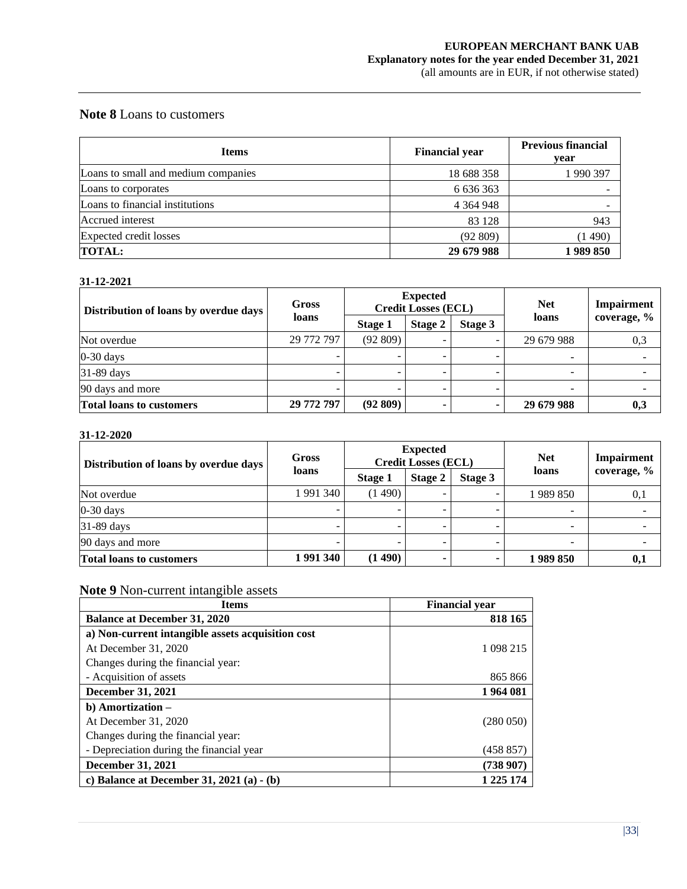## Note 8 Loans to customers

| Items | Financial year | Previous financial year |
|---|---|---|
| Loans to small and medium companies | 18 688 358 | 1 990 397 |
| Loans to corporates | 6 636 363 | - |
| Loans to financial institutions | 4 364 948 | - |
| Accrued interest | 83 128 | 943 |
| Expected credit losses | (92 809) | (1 490) |
| **TOTAL:** | **29 679 988** | **1 989 850** |

**31-12-2021**

| Distribution of loans by overdue days | Gross loans | Expected Credit Losses (ECL) | | | Net loans | Impairment coverage, % |
|---|---|---|---|---|---|---|
| | | Stage 1 | Stage 2 | Stage 3 | | |
| Not overdue | 29 772 797 | (92 809) | - | - | 29 679 988 | 0,3 |
| 0-30 days | - | - | - | - | - | - |
| 31-89 days | - | - | - | - | - | - |
| 90 days and more | - | - | - | - | - | - |
| **Total loans to customers** | **29 772 797** | **(92 809)** | **-** | **-** | **29 679 988** | **0,3** |

**31-12-2020**

| Distribution of loans by overdue days | Gross loans | Expected Credit Losses (ECL) | | | Net loans | Impairment coverage, % |
|---|---|---|---|---|---|---|
| | | Stage 1 | Stage 2 | Stage 3 | | |
| Not overdue | 1 991 340 | (1 490) | - | - | 1 989 850 | 0,1 |
| 0-30 days | - | - | - | - | - | - |
| 31-89 days | - | - | - | - | - | - |
| 90 days and more | - | - | - | - | - | - |
| **Total loans to customers** | **1 991 340** | **(1 490)** | **-** | **-** | **1 989 850** | **0,1** |

## Note 9 Non-current intangible assets

| Items | Financial year |
|---|---|
| **Balance at December 31, 2020** | **818 165** |
| **a) Non-current intangible assets acquisition cost** | |
| At December 31, 2020 | 1 098 215 |
| Changes during the financial year: | |
| - Acquisition of assets | 865 866 |
| **December 31, 2021** | **1 964 081** |
| **b) Amortization –** | |
| At December 31, 2020 | (280 050) |
| Changes during the financial year: | |
| - Depreciation during the financial year | (458 857) |
| **December 31, 2021** | **(738 907)** |
| **c) Balance at December 31, 2021 (a) - (b)** | **1 225 174** |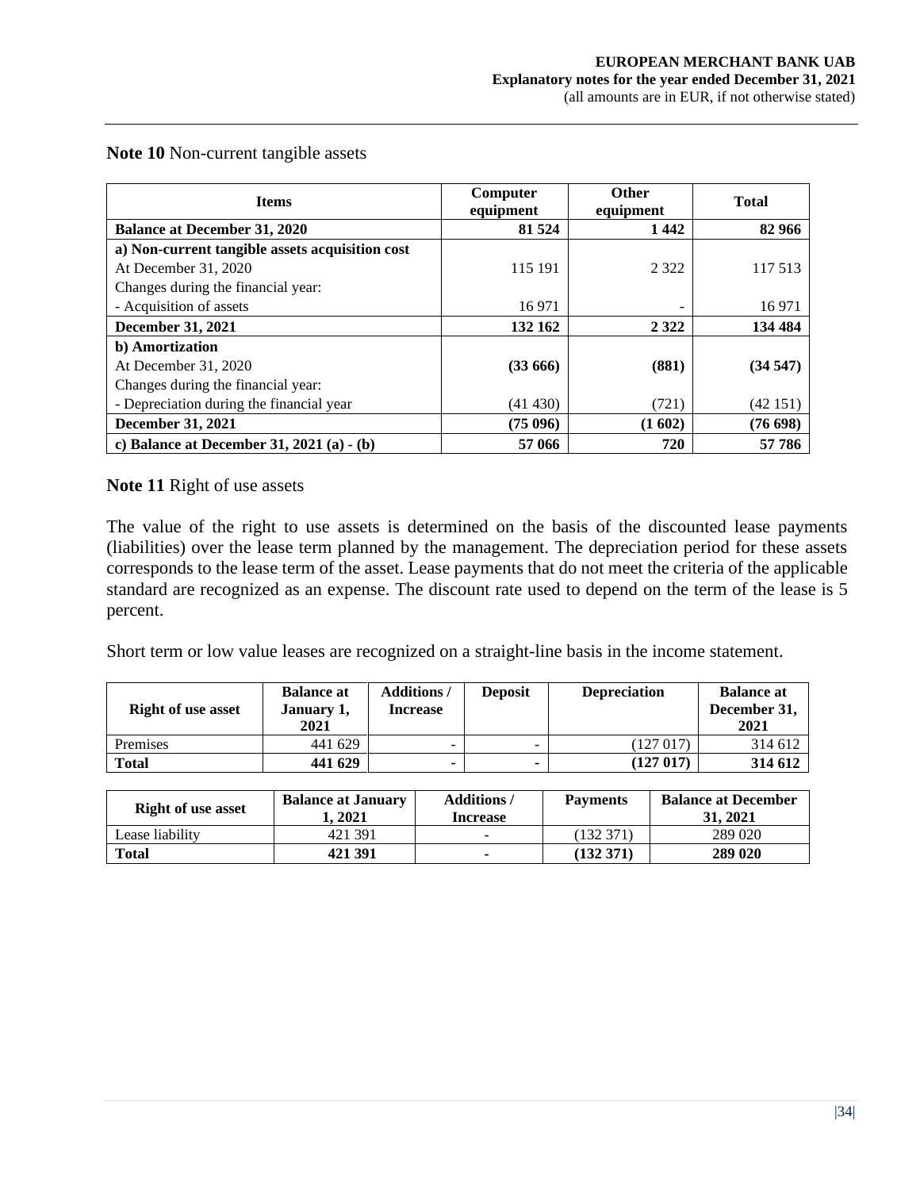**Note 10** Non-current tangible assets

| Items | Computer equipment | Other equipment | Total |
|---|---|---|---|
| **Balance at December 31, 2020** | **81 524** | **1 442** | **82 966** |
| **a) Non-current tangible assets acquisition cost** | | | |
| At December 31, 2020 | 115 191 | 2 322 | 117 513 |
| Changes during the financial year: | | | |
| - Acquisition of assets | 16 971 | - | 16 971 |
| **December 31, 2021** | **132 162** | **2 322** | **134 484** |
| **b) Amortization** | | | |
| At December 31, 2020 | **(33 666)** | **(881)** | **(34 547)** |
| Changes during the financial year: | | | |
| - Depreciation during the financial year | (41 430) | (721) | (42 151) |
| **December 31, 2021** | **(75 096)** | **(1 602)** | **(76 698)** |
| **c) Balance at December 31, 2021 (a) - (b)** | **57 066** | **720** | **57 786** |

**Note 11** Right of use assets

The value of the right to use assets is determined on the basis of the discounted lease payments (liabilities) over the lease term planned by the management. The depreciation period for these assets corresponds to the lease term of the asset. Lease payments that do not meet the criteria of the applicable standard are recognized as an expense. The discount rate used to depend on the term of the lease is 5 percent.

Short term or low value leases are recognized on a straight-line basis in the income statement.

| Right of use asset | Balance at January 1, 2021 | Additions / Increase | Deposit | Depreciation | Balance at December 31, 2021 |
|---|---|---|---|---|---|
| Premises | 441 629 | - | - | (127 017) | 314 612 |
| **Total** | **441 629** | **-** | **-** | **(127 017)** | **314 612** |

| Right of use asset | Balance at January 1, 2021 | Additions / Increase | Payments | Balance at December 31, 2021 |
|---|---|---|---|---|
| Lease liability | 421 391 | - | (132 371) | 289 020 |
| **Total** | **421 391** | **-** | **(132 371)** | **289 020** |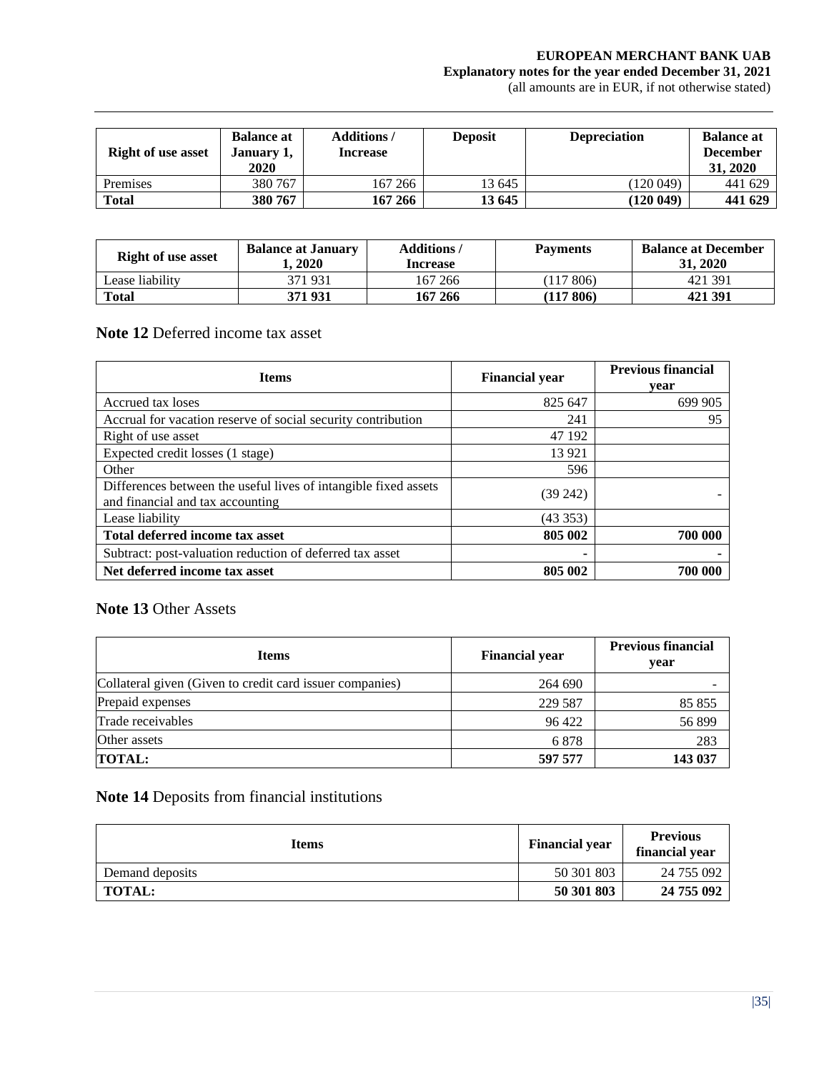| Right of use asset | Balance at January 1, 2020 | Additions / Increase | Deposit | Depreciation | Balance at December 31, 2020 |
|---|---|---|---|---|---|
| Premises | 380 767 | 167 266 | 13 645 | (120 049) | 441 629 |
| **Total** | **380 767** | **167 266** | **13 645** | **(120 049)** | **441 629** |

| Right of use asset | Balance at January 1, 2020 | Additions / Increase | Payments | Balance at December 31, 2020 |
|---|---|---|---|---|
| Lease liability | 371 931 | 167 266 | (117 806) | 421 391 |
| **Total** | **371 931** | **167 266** | **(117 806)** | **421 391** |

## **Note 12** Deferred income tax asset

| Items | Financial year | Previous financial year |
|---|---|---|
| Accrued tax loses | 825 647 | 699 905 |
| Accrual for vacation reserve of social security contribution | 241 | 95 |
| Right of use asset | 47 192 | |
| Expected credit losses (1 stage) | 13 921 | |
| Other | 596 | |
| Differences between the useful lives of intangible fixed assets and financial and tax accounting | (39 242) | - |
| Lease liability | (43 353) | |
| **Total deferred income tax asset** | **805 002** | **700 000** |
| Subtract: post-valuation reduction of deferred tax asset | - | - |
| **Net deferred income tax asset** | **805 002** | **700 000** |

## **Note 13** Other Assets

| Items | Financial year | Previous financial year |
|---|---|---|
| Collateral given (Given to credit card issuer companies) | 264 690 | - |
| Prepaid expenses | 229 587 | 85 855 |
| Trade receivables | 96 422 | 56 899 |
| Other assets | 6 878 | 283 |
| **TOTAL:** | **597 577** | **143 037** |

## **Note 14** Deposits from financial institutions

| Items | Financial year | Previous financial year |
|---|---|---|
| Demand deposits | 50 301 803 | 24 755 092 |
| **TOTAL:** | **50 301 803** | **24 755 092** |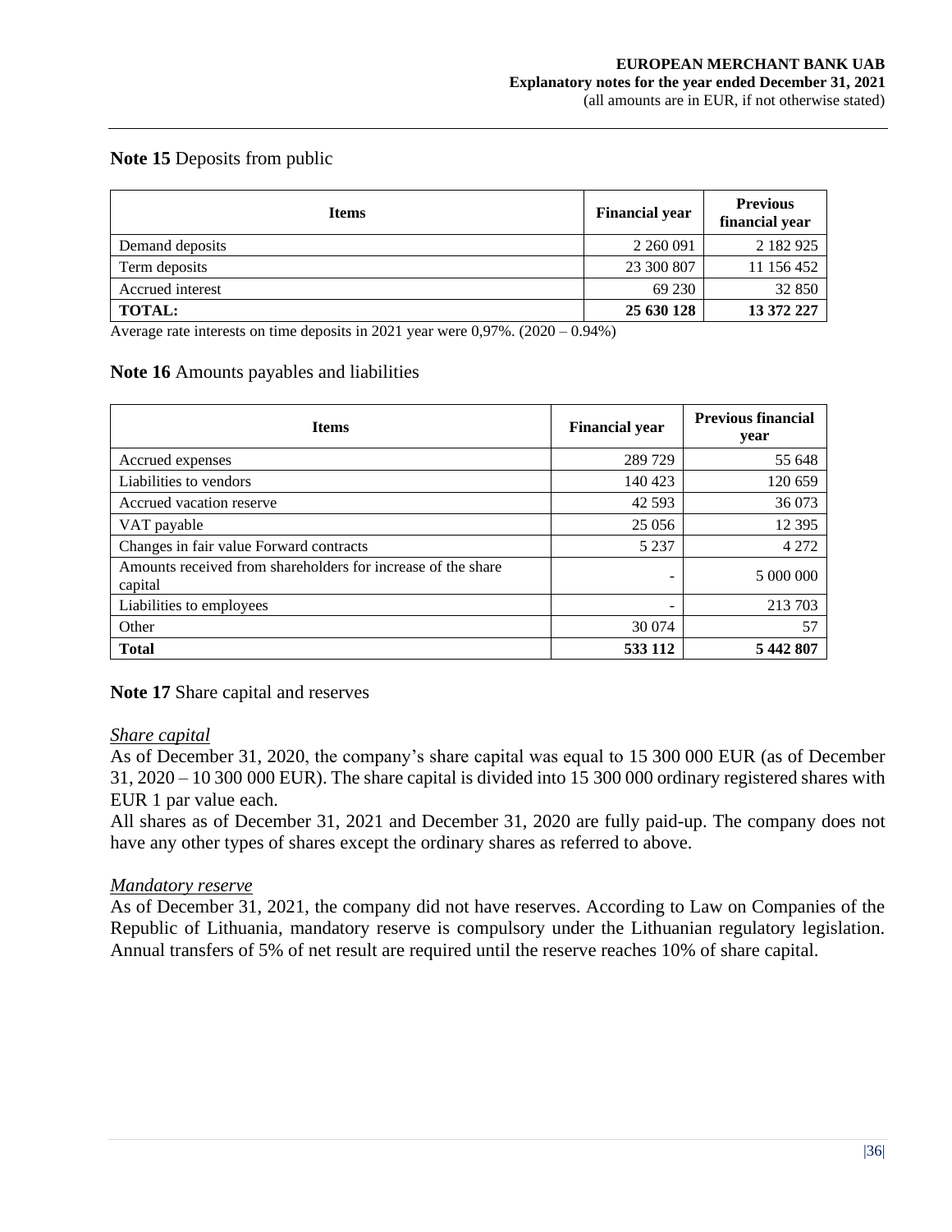## **Note 15** Deposits from public

| Items | Financial year | Previous financial year |
|---|---|---|
| Demand deposits | 2 260 091 | 2 182 925 |
| Term deposits | 23 300 807 | 11 156 452 |
| Accrued interest | 69 230 | 32 850 |
| **TOTAL:** | **25 630 128** | **13 372 227** |

Average rate interests on time deposits in 2021 year were 0,97%. (2020 – 0.94%)

## **Note 16** Amounts payables and liabilities

| Items | Financial year | Previous financial year |
|---|---|---|
| Accrued expenses | 289 729 | 55 648 |
| Liabilities to vendors | 140 423 | 120 659 |
| Accrued vacation reserve | 42 593 | 36 073 |
| VAT payable | 25 056 | 12 395 |
| Changes in fair value Forward contracts | 5 237 | 4 272 |
| Amounts received from shareholders for increase of the share capital | - | 5 000 000 |
| Liabilities to employees | - | 213 703 |
| Other | 30 074 | 57 |
| **Total** | **533 112** | **5 442 807** |

## **Note 17** Share capital and reserves

*Share capital*

As of December 31, 2020, the company's share capital was equal to 15 300 000 EUR (as of December 31, 2020 – 10 300 000 EUR). The share capital is divided into 15 300 000 ordinary registered shares with EUR 1 par value each.

All shares as of December 31, 2021 and December 31, 2020 are fully paid-up. The company does not have any other types of shares except the ordinary shares as referred to above.

*Mandatory reserve*

As of December 31, 2021, the company did not have reserves. According to Law on Companies of the Republic of Lithuania, mandatory reserve is compulsory under the Lithuanian regulatory legislation. Annual transfers of 5% of net result are required until the reserve reaches 10% of share capital.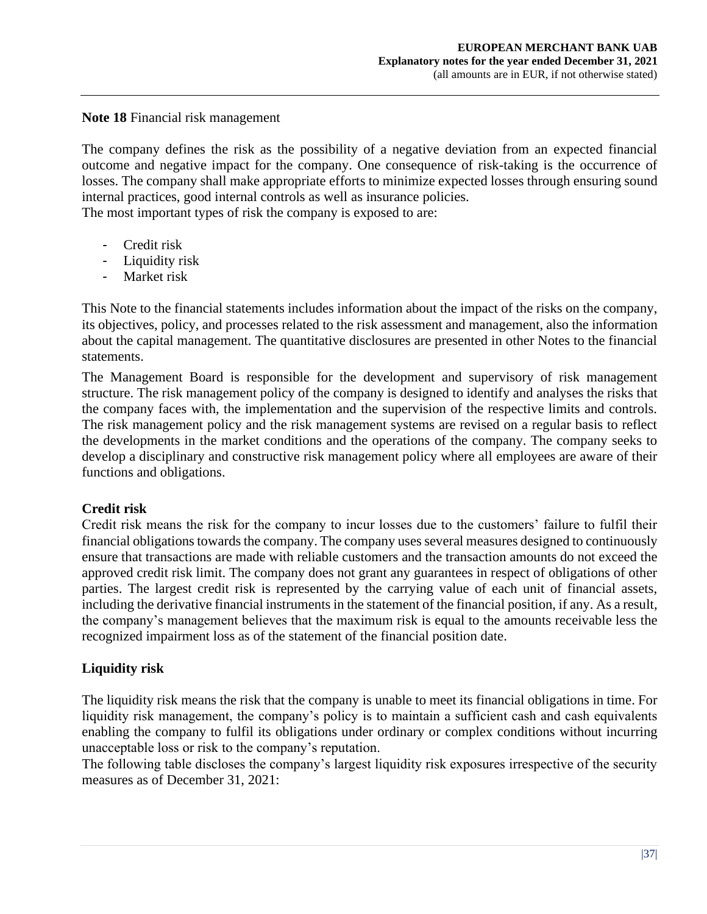**Note 18** Financial risk management

The company defines the risk as the possibility of a negative deviation from an expected financial outcome and negative impact for the company. One consequence of risk-taking is the occurrence of losses. The company shall make appropriate efforts to minimize expected losses through ensuring sound internal practices, good internal controls as well as insurance policies.
The most important types of risk the company is exposed to are:

- Credit risk
- Liquidity risk
- Market risk

This Note to the financial statements includes information about the impact of the risks on the company, its objectives, policy, and processes related to the risk assessment and management, also the information about the capital management. The quantitative disclosures are presented in other Notes to the financial statements.

The Management Board is responsible for the development and supervisory of risk management structure. The risk management policy of the company is designed to identify and analyses the risks that the company faces with, the implementation and the supervision of the respective limits and controls. The risk management policy and the risk management systems are revised on a regular basis to reflect the developments in the market conditions and the operations of the company. The company seeks to develop a disciplinary and constructive risk management policy where all employees are aware of their functions and obligations.

**Credit risk**

Credit risk means the risk for the company to incur losses due to the customers' failure to fulfil their financial obligations towards the company. The company uses several measures designed to continuously ensure that transactions are made with reliable customers and the transaction amounts do not exceed the approved credit risk limit. The company does not grant any guarantees in respect of obligations of other parties. The largest credit risk is represented by the carrying value of each unit of financial assets, including the derivative financial instruments in the statement of the financial position, if any. As a result, the company's management believes that the maximum risk is equal to the amounts receivable less the recognized impairment loss as of the statement of the financial position date.

**Liquidity risk**

The liquidity risk means the risk that the company is unable to meet its financial obligations in time. For liquidity risk management, the company's policy is to maintain a sufficient cash and cash equivalents enabling the company to fulfil its obligations under ordinary or complex conditions without incurring unacceptable loss or risk to the company's reputation.
The following table discloses the company's largest liquidity risk exposures irrespective of the security measures as of December 31, 2021: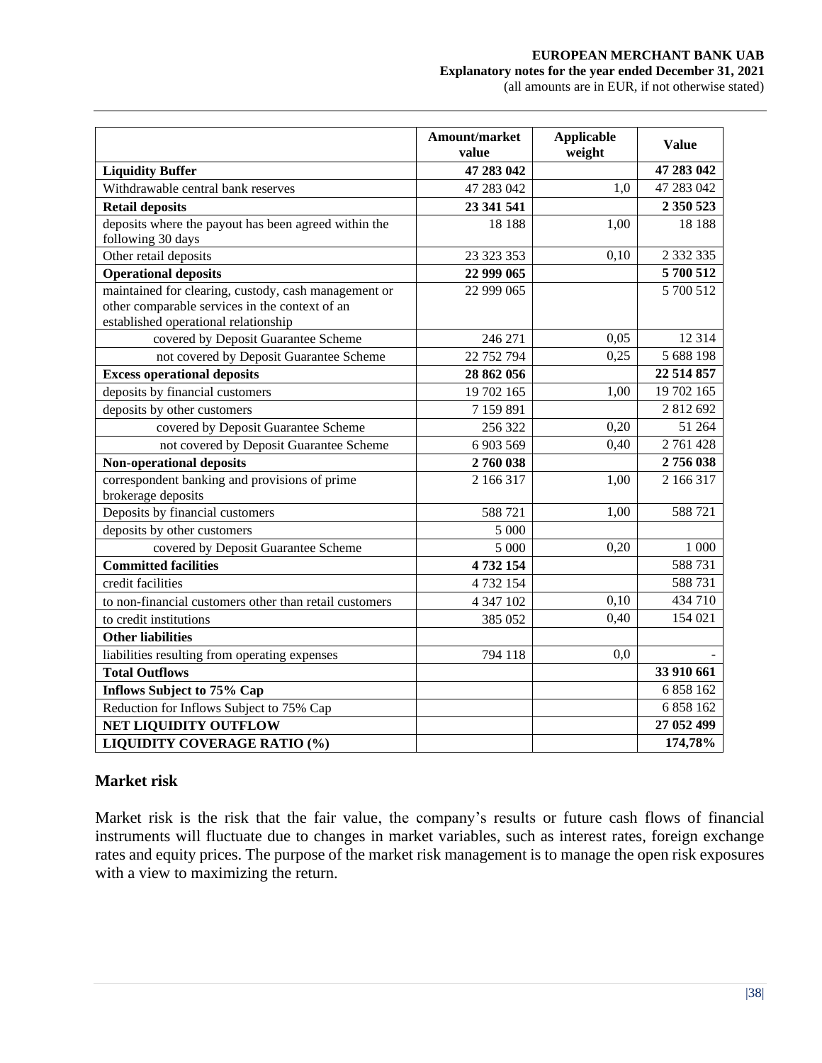| | Amount/market value | Applicable weight | Value |
|---|---|---|---|
| **Liquidity Buffer** | **47 283 042** | | **47 283 042** |
| Withdrawable central bank reserves | 47 283 042 | 1,0 | 47 283 042 |
| **Retail deposits** | **23 341 541** | | **2 350 523** |
| deposits where the payout has been agreed within the following 30 days | 18 188 | 1,00 | 18 188 |
| Other retail deposits | 23 323 353 | 0,10 | 2 332 335 |
| **Operational deposits** | **22 999 065** | | **5 700 512** |
| maintained for clearing, custody, cash management or other comparable services in the context of an established operational relationship | 22 999 065 | | 5 700 512 |
| covered by Deposit Guarantee Scheme | 246 271 | 0,05 | 12 314 |
| not covered by Deposit Guarantee Scheme | 22 752 794 | 0,25 | 5 688 198 |
| **Excess operational deposits** | **28 862 056** | | **22 514 857** |
| deposits by financial customers | 19 702 165 | 1,00 | 19 702 165 |
| deposits by other customers | 7 159 891 | | 2 812 692 |
| covered by Deposit Guarantee Scheme | 256 322 | 0,20 | 51 264 |
| not covered by Deposit Guarantee Scheme | 6 903 569 | 0,40 | 2 761 428 |
| **Non-operational deposits** | **2 760 038** | | **2 756 038** |
| correspondent banking and provisions of prime brokerage deposits | 2 166 317 | 1,00 | 2 166 317 |
| Deposits by financial customers | 588 721 | 1,00 | 588 721 |
| deposits by other customers | 5 000 | | |
| covered by Deposit Guarantee Scheme | 5 000 | 0,20 | 1 000 |
| **Committed facilities** | **4 732 154** | | 588 731 |
| credit facilities | 4 732 154 | | 588 731 |
| to non-financial customers other than retail customers | 4 347 102 | 0,10 | 434 710 |
| to credit institutions | 385 052 | 0,40 | 154 021 |
| **Other liabilities** | | | |
| liabilities resulting from operating expenses | 794 118 | 0,0 | - |
| **Total Outflows** | | | **33 910 661** |
| **Inflows Subject to 75% Cap** | | | 6 858 162 |
| Reduction for Inflows Subject to 75% Cap | | | 6 858 162 |
| **NET LIQUIDITY OUTFLOW** | | | **27 052 499** |
| **LIQUIDITY COVERAGE RATIO (%)** | | | **174,78%** |

## Market risk

Market risk is the risk that the fair value, the company's results or future cash flows of financial instruments will fluctuate due to changes in market variables, such as interest rates, foreign exchange rates and equity prices. The purpose of the market risk management is to manage the open risk exposures with a view to maximizing the return.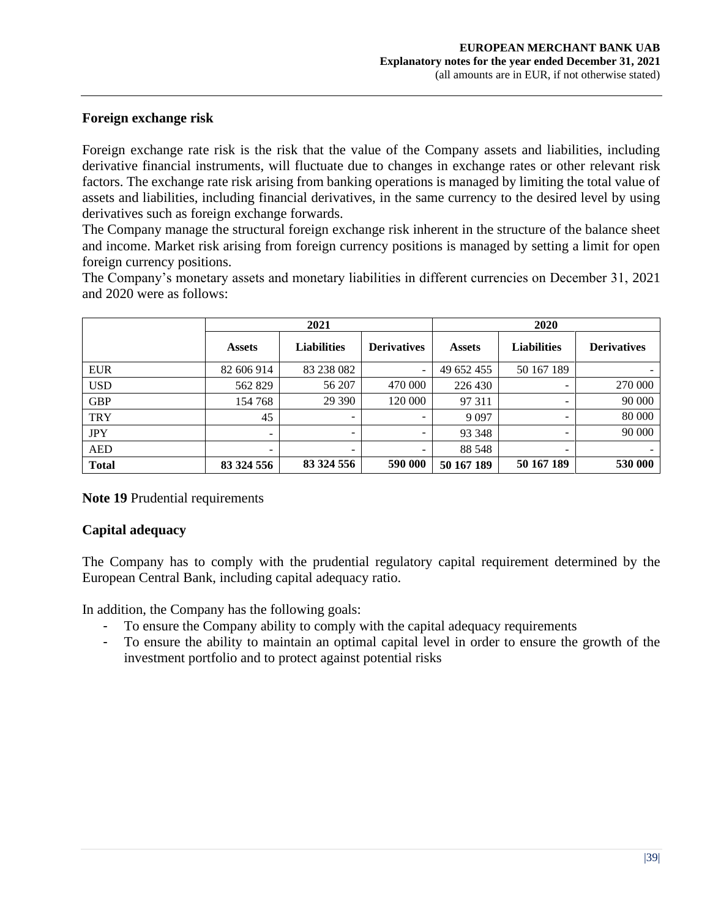### Foreign exchange risk

Foreign exchange rate risk is the risk that the value of the Company assets and liabilities, including derivative financial instruments, will fluctuate due to changes in exchange rates or other relevant risk factors. The exchange rate risk arising from banking operations is managed by limiting the total value of assets and liabilities, including financial derivatives, in the same currency to the desired level by using derivatives such as foreign exchange forwards.
The Company manage the structural foreign exchange risk inherent in the structure of the balance sheet and income. Market risk arising from foreign currency positions is managed by setting a limit for open foreign currency positions.
The Company's monetary assets and monetary liabilities in different currencies on December 31, 2021 and 2020 were as follows:

| | 2021 | | | 2020 | | |
|---|---|---|---|---|---|---|
| | **Assets** | **Liabilities** | **Derivatives** | **Assets** | **Liabilities** | **Derivatives** |
| EUR | 82 606 914 | 83 238 082 | - | 49 652 455 | 50 167 189 | - |
| USD | 562 829 | 56 207 | 470 000 | 226 430 | - | 270 000 |
| GBP | 154 768 | 29 390 | 120 000 | 97 311 | - | 90 000 |
| TRY | 45 | - | - | 9 097 | - | 80 000 |
| JPY | - | - | - | 93 348 | - | 90 000 |
| AED | - | - | - | 88 548 | - | - |
| **Total** | **83 324 556** | **83 324 556** | **590 000** | **50 167 189** | **50 167 189** | **530 000** |

**Note 19** Prudential requirements

### Capital adequacy

The Company has to comply with the prudential regulatory capital requirement determined by the European Central Bank, including capital adequacy ratio.

In addition, the Company has the following goals:

- To ensure the Company ability to comply with the capital adequacy requirements
- To ensure the ability to maintain an optimal capital level in order to ensure the growth of the investment portfolio and to protect against potential risks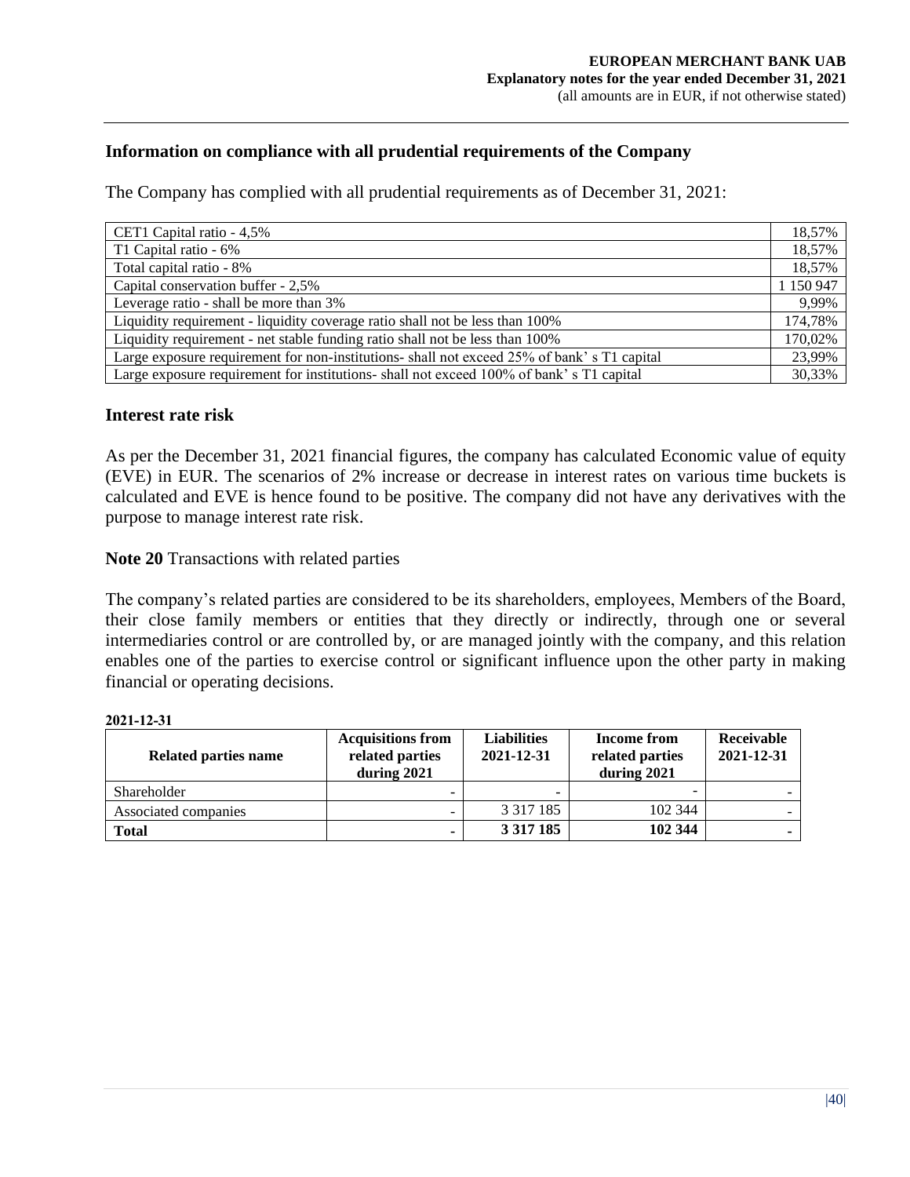## Information on compliance with all prudential requirements of the Company

The Company has complied with all prudential requirements as of December 31, 2021:

| | |
|---|---|
| CET1 Capital ratio - 4,5% | 18,57% |
| T1 Capital ratio - 6% | 18,57% |
| Total capital ratio - 8% | 18,57% |
| Capital conservation buffer - 2,5% | 1 150 947 |
| Leverage ratio - shall be more than 3% | 9,99% |
| Liquidity requirement - liquidity coverage ratio shall not be less than 100% | 174,78% |
| Liquidity requirement - net stable funding ratio shall not be less than 100% | 170,02% |
| Large exposure requirement for non-institutions- shall not exceed 25% of bank' s T1 capital | 23,99% |
| Large exposure requirement for institutions- shall not exceed 100% of bank' s T1 capital | 30,33% |

## Interest rate risk

As per the December 31, 2021 financial figures, the company has calculated Economic value of equity (EVE) in EUR. The scenarios of 2% increase or decrease in interest rates on various time buckets is calculated and EVE is hence found to be positive. The company did not have any derivatives with the purpose to manage interest rate risk.

**Note 20** Transactions with related parties

The company's related parties are considered to be its shareholders, employees, Members of the Board, their close family members or entities that they directly or indirectly, through one or several intermediaries control or are controlled by, or are managed jointly with the company, and this relation enables one of the parties to exercise control or significant influence upon the other party in making financial or operating decisions.

**2021-12-31**

| Related parties name | Acquisitions from related parties during 2021 | Liabilities 2021-12-31 | Income from related parties during 2021 | Receivable 2021-12-31 |
|---|---|---|---|---|
| Shareholder | - | - | - | - |
| Associated companies | - | 3 317 185 | 102 344 | - |
| **Total** | **-** | **3 317 185** | **102 344** | **-** |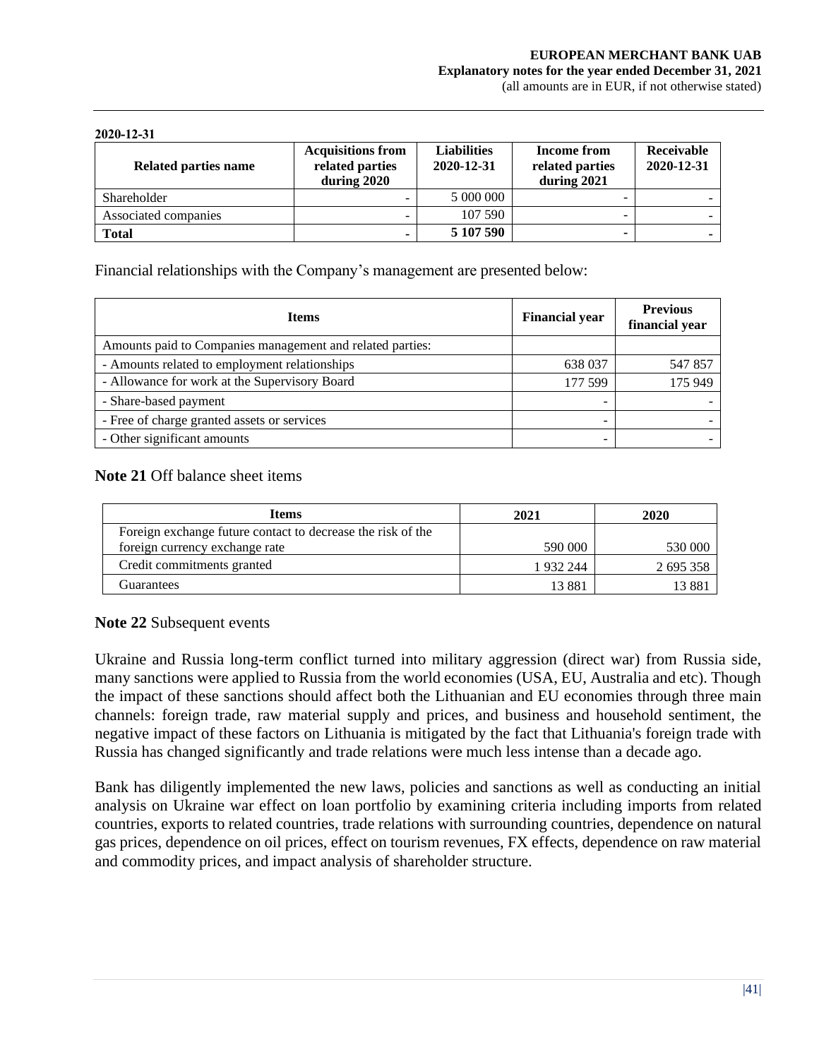**2020-12-31**

| Related parties name | Acquisitions from related parties during 2020 | Liabilities 2020-12-31 | Income from related parties during 2021 | Receivable 2020-12-31 |
|---|---|---|---|---|
| Shareholder | - | 5 000 000 | - | - |
| Associated companies | - | 107 590 | - | - |
| **Total** | **-** | **5 107 590** | **-** | **-** |

Financial relationships with the Company's management are presented below:

| Items | Financial year | Previous financial year |
|---|---|---|
| Amounts paid to Companies management and related parties: | | |
| - Amounts related to employment relationships | 638 037 | 547 857 |
| - Allowance for work at the Supervisory Board | 177 599 | 175 949 |
| - Share-based payment | - | - |
| - Free of charge granted assets or services | - | - |
| - Other significant amounts | - | - |

## **Note 21** Off balance sheet items

| Items | 2021 | 2020 |
|---|---|---|
| Foreign exchange future contact to decrease the risk of the foreign currency exchange rate | 590 000 | 530 000 |
| Credit commitments granted | 1 932 244 | 2 695 358 |
| Guarantees | 13 881 | 13 881 |

## **Note 22** Subsequent events

Ukraine and Russia long-term conflict turned into military aggression (direct war) from Russia side, many sanctions were applied to Russia from the world economies (USA, EU, Australia and etc). Though the impact of these sanctions should affect both the Lithuanian and EU economies through three main channels: foreign trade, raw material supply and prices, and business and household sentiment, the negative impact of these factors on Lithuania is mitigated by the fact that Lithuania's foreign trade with Russia has changed significantly and trade relations were much less intense than a decade ago.

Bank has diligently implemented the new laws, policies and sanctions as well as conducting an initial analysis on Ukraine war effect on loan portfolio by examining criteria including imports from related countries, exports to related countries, trade relations with surrounding countries, dependence on natural gas prices, dependence on oil prices, effect on tourism revenues, FX effects, dependence on raw material and commodity prices, and impact analysis of shareholder structure.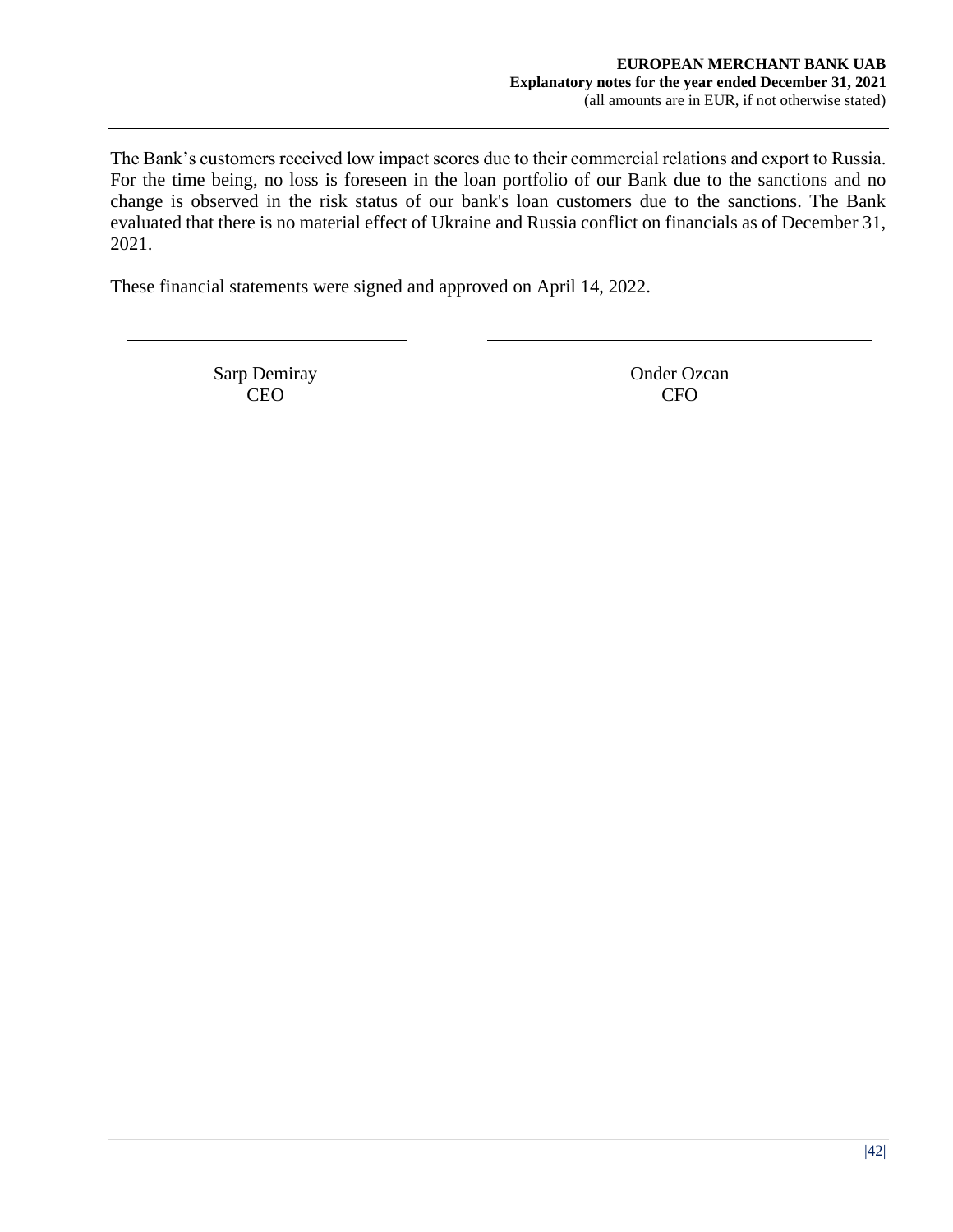The Bank's customers received low impact scores due to their commercial relations and export to Russia. For the time being, no loss is foreseen in the loan portfolio of our Bank due to the sanctions and no change is observed in the risk status of our bank's loan customers due to the sanctions. The Bank evaluated that there is no material effect of Ukraine and Russia conflict on financials as of December 31, 2021.

These financial statements were signed and approved on April 14, 2022.

| | |
|---|---|
| Sarp Demiray | Onder Ozcan |
| CEO | CFO |